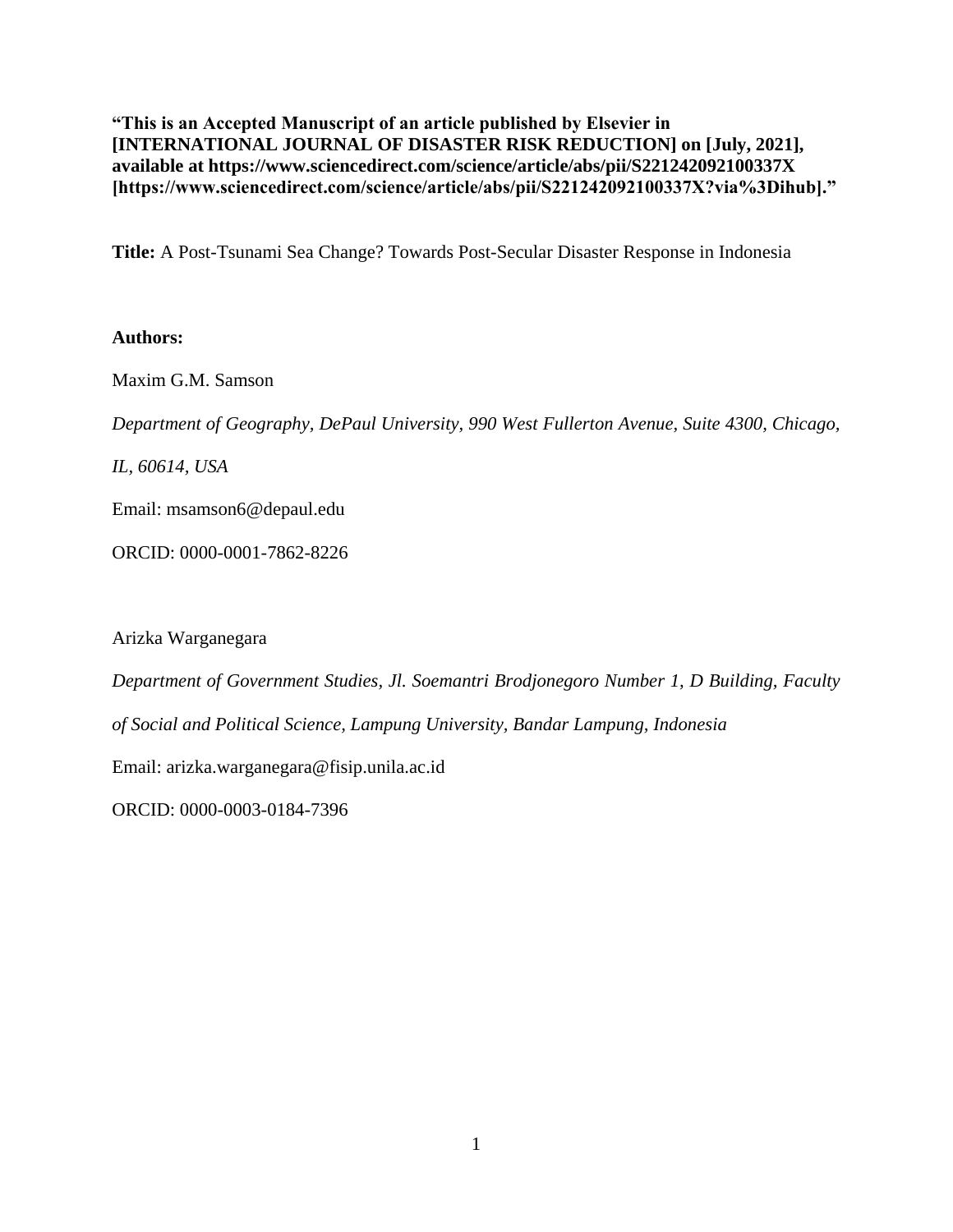**“This is an Accepted Manuscript of an article published by Elsevier in [INTERNATIONAL JOURNAL OF DISASTER RISK REDUCTION] on [July, 2021], available at https://www.sciencedirect.com/science/article/abs/pii/S221242092100337X [https://www.sciencedirect.com/science/article/abs/pii/S221242092100337X?via%3Dihub].”**

**Title:** A Post-Tsunami Sea Change? Towards Post-Secular Disaster Response in Indonesia

**Authors:**

Maxim G.M. Samson

*Department of Geography, DePaul University, 990 West Fullerton Avenue, Suite 4300, Chicago, IL, 60614, USA*

Email: msamson6@depaul.edu

ORCID: 0000-0001-7862-8226

Arizka Warganegara

*Department of Government Studies, Jl. Soemantri Brodjonegoro Number 1, D Building, Faculty of Social and Political Science, Lampung University, Bandar Lampung, Indonesia*

Email: arizka.warganegara@fisip.unila.ac.id

ORCID: 0000-0003-0184-7396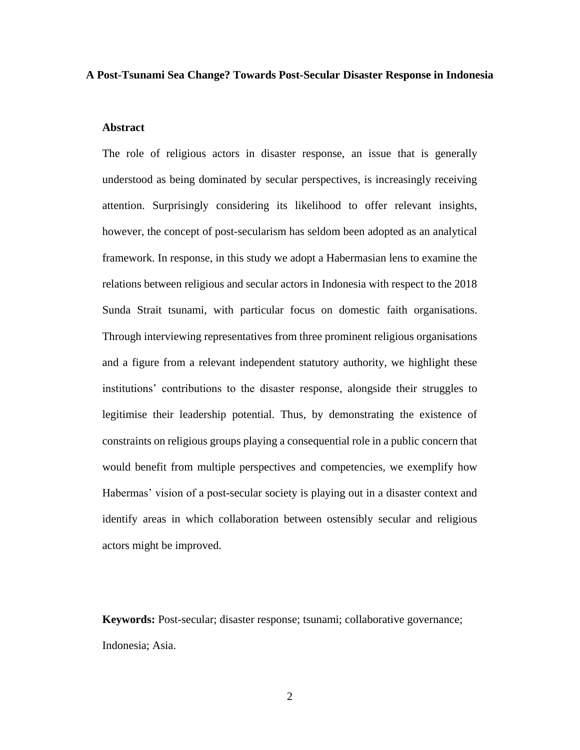**A Post-Tsunami Sea Change? Towards Post-Secular Disaster Response in Indonesia**

**Abstract**

The role of religious actors in disaster response, an issue that is generally understood as being dominated by secular perspectives, is increasingly receiving attention. Surprisingly considering its likelihood to offer relevant insights, however, the concept of post-secularism has seldom been adopted as an analytical framework. In response, in this study we adopt a Habermasian lens to examine the relations between religious and secular actors in Indonesia with respect to the 2018 Sunda Strait tsunami, with particular focus on domestic faith organisations. Through interviewing representatives from three prominent religious organisations and a figure from a relevant independent statutory authority, we highlight these institutions' contributions to the disaster response, alongside their struggles to legitimise their leadership potential. Thus, by demonstrating the existence of constraints on religious groups playing a consequential role in a public concern that would benefit from multiple perspectives and competencies, we exemplify how Habermas' vision of a post-secular society is playing out in a disaster context and identify areas in which collaboration between ostensibly secular and religious actors might be improved.

**Keywords:** Post-secular; disaster response; tsunami; collaborative governance; Indonesia; Asia.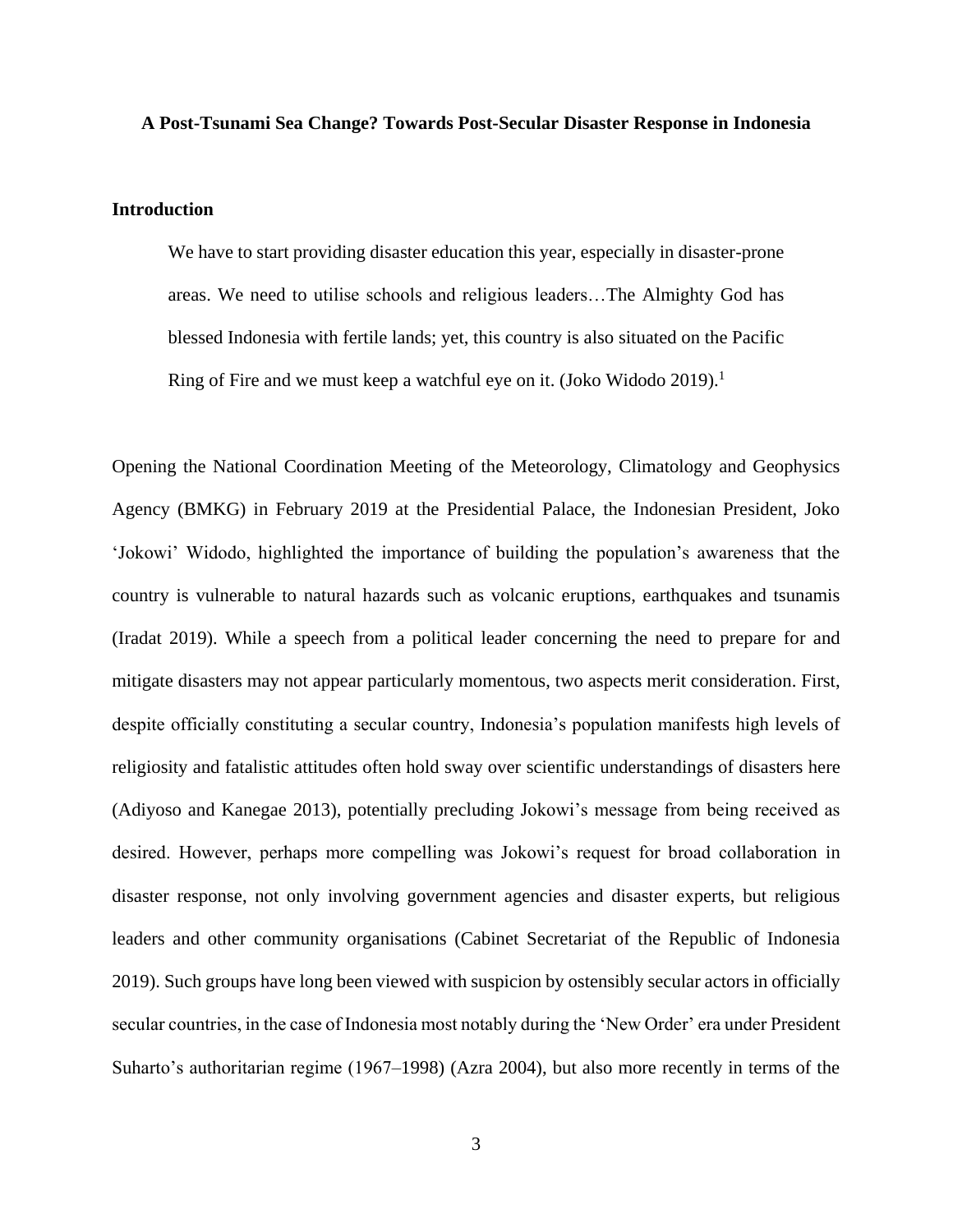**A Post-Tsunami Sea Change? Towards Post-Secular Disaster Response in Indonesia**

## Introduction

> We have to start providing disaster education this year, especially in disaster-prone areas. We need to utilise schools and religious leaders…The Almighty God has blessed Indonesia with fertile lands; yet, this country is also situated on the Pacific Ring of Fire and we must keep a watchful eye on it. (Joko Widodo 2019).[1]

Opening the National Coordination Meeting of the Meteorology, Climatology and Geophysics Agency (BMKG) in February 2019 at the Presidential Palace, the Indonesian President, Joko 'Jokowi' Widodo, highlighted the importance of building the population's awareness that the country is vulnerable to natural hazards such as volcanic eruptions, earthquakes and tsunamis (Iradat 2019). While a speech from a political leader concerning the need to prepare for and mitigate disasters may not appear particularly momentous, two aspects merit consideration. First, despite officially constituting a secular country, Indonesia's population manifests high levels of religiosity and fatalistic attitudes often hold sway over scientific understandings of disasters here (Adiyoso and Kanegae 2013), potentially precluding Jokowi's message from being received as desired. However, perhaps more compelling was Jokowi's request for broad collaboration in disaster response, not only involving government agencies and disaster experts, but religious leaders and other community organisations (Cabinet Secretariat of the Republic of Indonesia 2019). Such groups have long been viewed with suspicion by ostensibly secular actors in officially secular countries, in the case of Indonesia most notably during the 'New Order' era under President Suharto's authoritarian regime (1967–1998) (Azra 2004), but also more recently in terms of the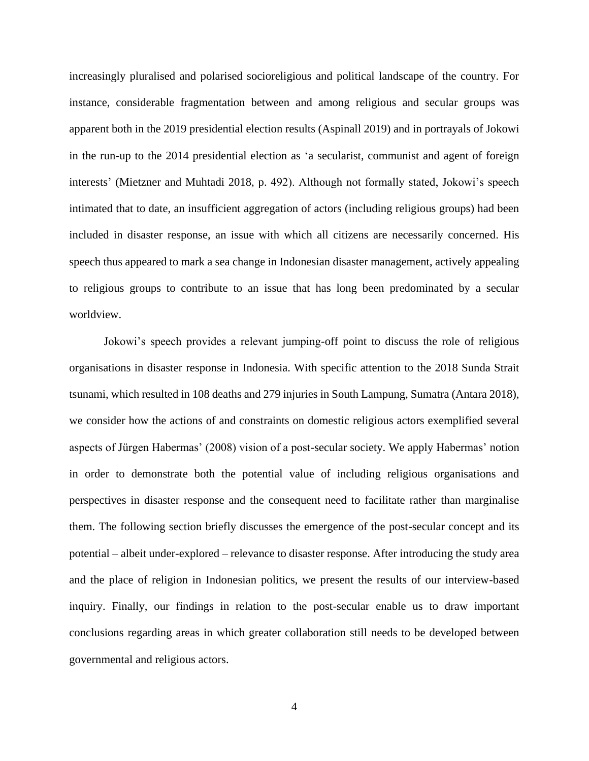increasingly pluralised and polarised socioreligious and political landscape of the country. For instance, considerable fragmentation between and among religious and secular groups was apparent both in the 2019 presidential election results (Aspinall 2019) and in portrayals of Jokowi in the run-up to the 2014 presidential election as 'a secularist, communist and agent of foreign interests' (Mietzner and Muhtadi 2018, p. 492). Although not formally stated, Jokowi's speech intimated that to date, an insufficient aggregation of actors (including religious groups) had been included in disaster response, an issue with which all citizens are necessarily concerned. His speech thus appeared to mark a sea change in Indonesian disaster management, actively appealing to religious groups to contribute to an issue that has long been predominated by a secular worldview.

Jokowi's speech provides a relevant jumping-off point to discuss the role of religious organisations in disaster response in Indonesia. With specific attention to the 2018 Sunda Strait tsunami, which resulted in 108 deaths and 279 injuries in South Lampung, Sumatra (Antara 2018), we consider how the actions of and constraints on domestic religious actors exemplified several aspects of Jürgen Habermas' (2008) vision of a post-secular society. We apply Habermas' notion in order to demonstrate both the potential value of including religious organisations and perspectives in disaster response and the consequent need to facilitate rather than marginalise them. The following section briefly discusses the emergence of the post-secular concept and its potential – albeit under-explored – relevance to disaster response. After introducing the study area and the place of religion in Indonesian politics, we present the results of our interview-based inquiry. Finally, our findings in relation to the post-secular enable us to draw important conclusions regarding areas in which greater collaboration still needs to be developed between governmental and religious actors.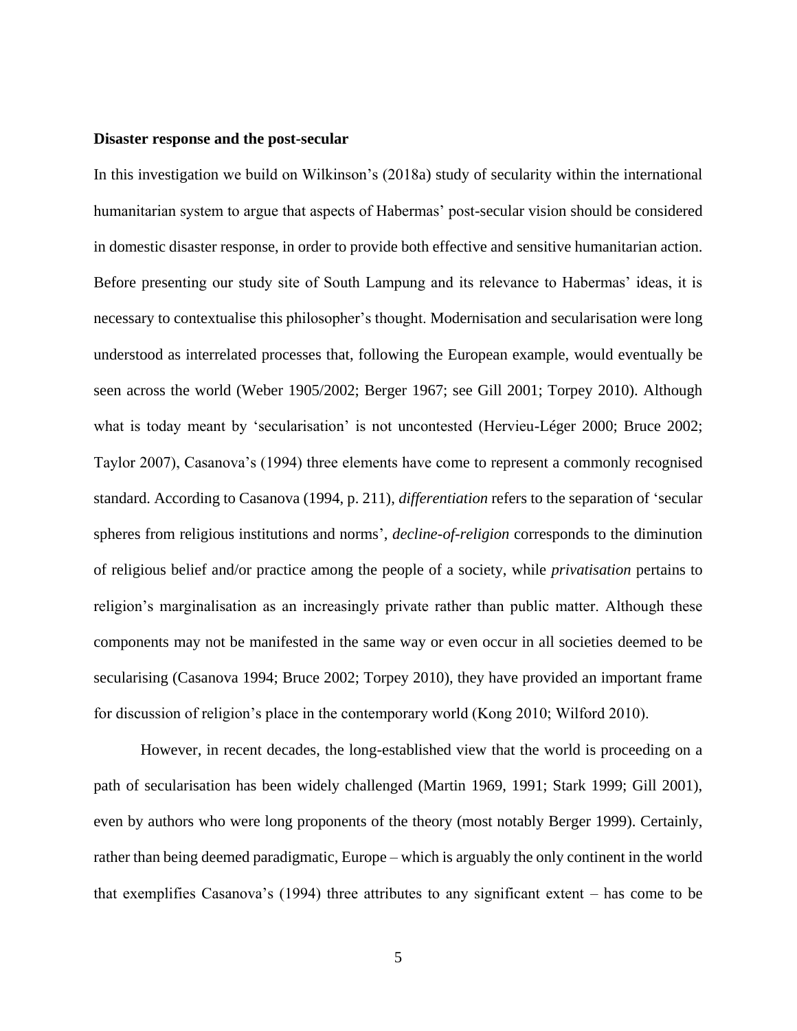### Disaster response and the post-secular

In this investigation we build on Wilkinson's (2018a) study of secularity within the international humanitarian system to argue that aspects of Habermas' post-secular vision should be considered in domestic disaster response, in order to provide both effective and sensitive humanitarian action. Before presenting our study site of South Lampung and its relevance to Habermas' ideas, it is necessary to contextualise this philosopher's thought. Modernisation and secularisation were long understood as interrelated processes that, following the European example, would eventually be seen across the world (Weber 1905/2002; Berger 1967; see Gill 2001; Torpey 2010). Although what is today meant by 'secularisation' is not uncontested (Hervieu-Léger 2000; Bruce 2002; Taylor 2007), Casanova's (1994) three elements have come to represent a commonly recognised standard. According to Casanova (1994, p. 211), *differentiation* refers to the separation of 'secular spheres from religious institutions and norms', *decline-of-religion* corresponds to the diminution of religious belief and/or practice among the people of a society, while *privatisation* pertains to religion's marginalisation as an increasingly private rather than public matter. Although these components may not be manifested in the same way or even occur in all societies deemed to be secularising (Casanova 1994; Bruce 2002; Torpey 2010), they have provided an important frame for discussion of religion's place in the contemporary world (Kong 2010; Wilford 2010).

However, in recent decades, the long-established view that the world is proceeding on a path of secularisation has been widely challenged (Martin 1969, 1991; Stark 1999; Gill 2001), even by authors who were long proponents of the theory (most notably Berger 1999). Certainly, rather than being deemed paradigmatic, Europe – which is arguably the only continent in the world that exemplifies Casanova's (1994) three attributes to any significant extent – has come to be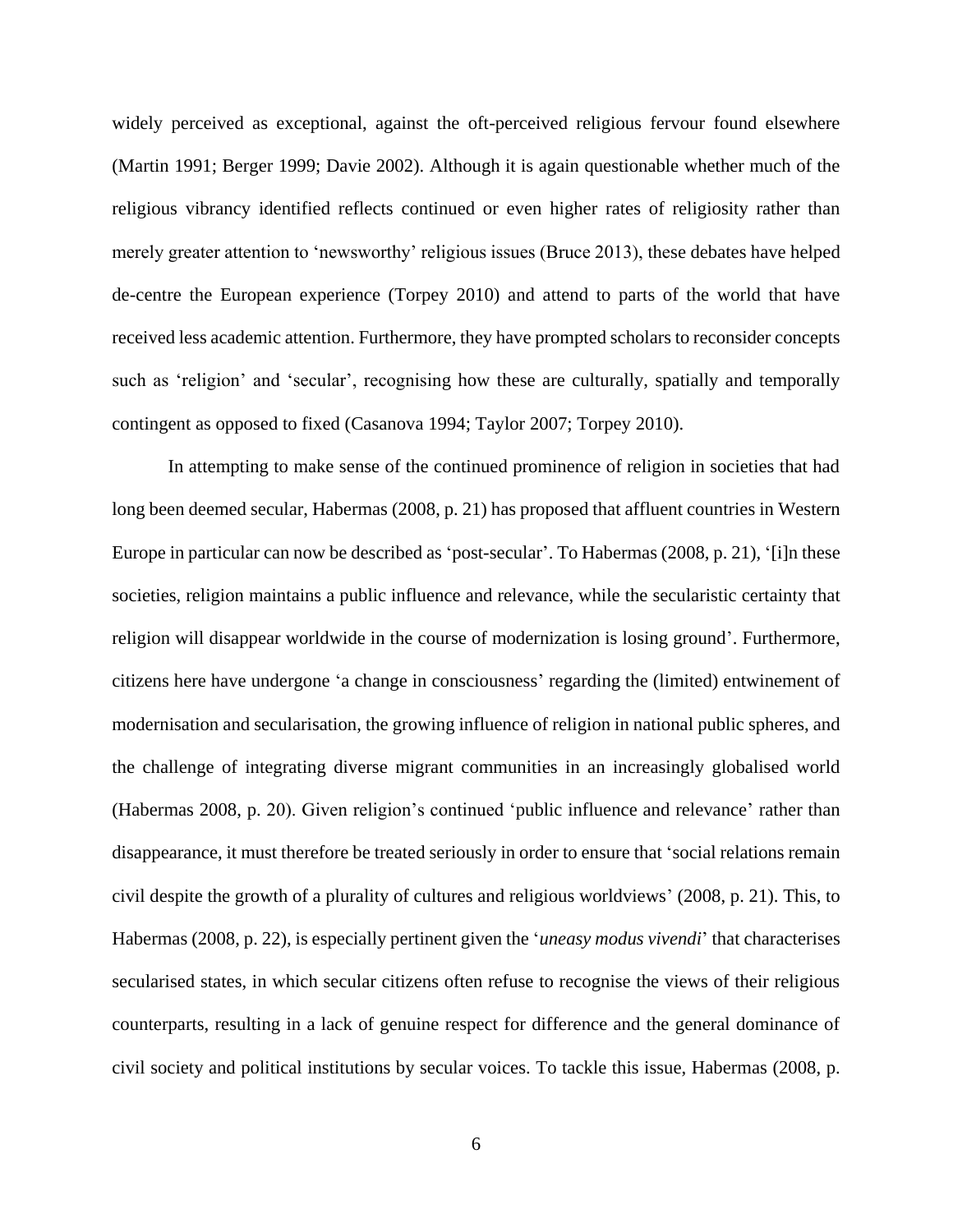widely perceived as exceptional, against the oft-perceived religious fervour found elsewhere (Martin 1991; Berger 1999; Davie 2002). Although it is again questionable whether much of the religious vibrancy identified reflects continued or even higher rates of religiosity rather than merely greater attention to 'newsworthy' religious issues (Bruce 2013), these debates have helped de-centre the European experience (Torpey 2010) and attend to parts of the world that have received less academic attention. Furthermore, they have prompted scholars to reconsider concepts such as 'religion' and 'secular', recognising how these are culturally, spatially and temporally contingent as opposed to fixed (Casanova 1994; Taylor 2007; Torpey 2010).

In attempting to make sense of the continued prominence of religion in societies that had long been deemed secular, Habermas (2008, p. 21) has proposed that affluent countries in Western Europe in particular can now be described as 'post-secular'. To Habermas (2008, p. 21), '[i]n these societies, religion maintains a public influence and relevance, while the secularistic certainty that religion will disappear worldwide in the course of modernization is losing ground'. Furthermore, citizens here have undergone 'a change in consciousness' regarding the (limited) entwinement of modernisation and secularisation, the growing influence of religion in national public spheres, and the challenge of integrating diverse migrant communities in an increasingly globalised world (Habermas 2008, p. 20). Given religion's continued 'public influence and relevance' rather than disappearance, it must therefore be treated seriously in order to ensure that 'social relations remain civil despite the growth of a plurality of cultures and religious worldviews' (2008, p. 21). This, to Habermas (2008, p. 22), is especially pertinent given the '*uneasy modus vivendi*' that characterises secularised states, in which secular citizens often refuse to recognise the views of their religious counterparts, resulting in a lack of genuine respect for difference and the general dominance of civil society and political institutions by secular voices. To tackle this issue, Habermas (2008, p.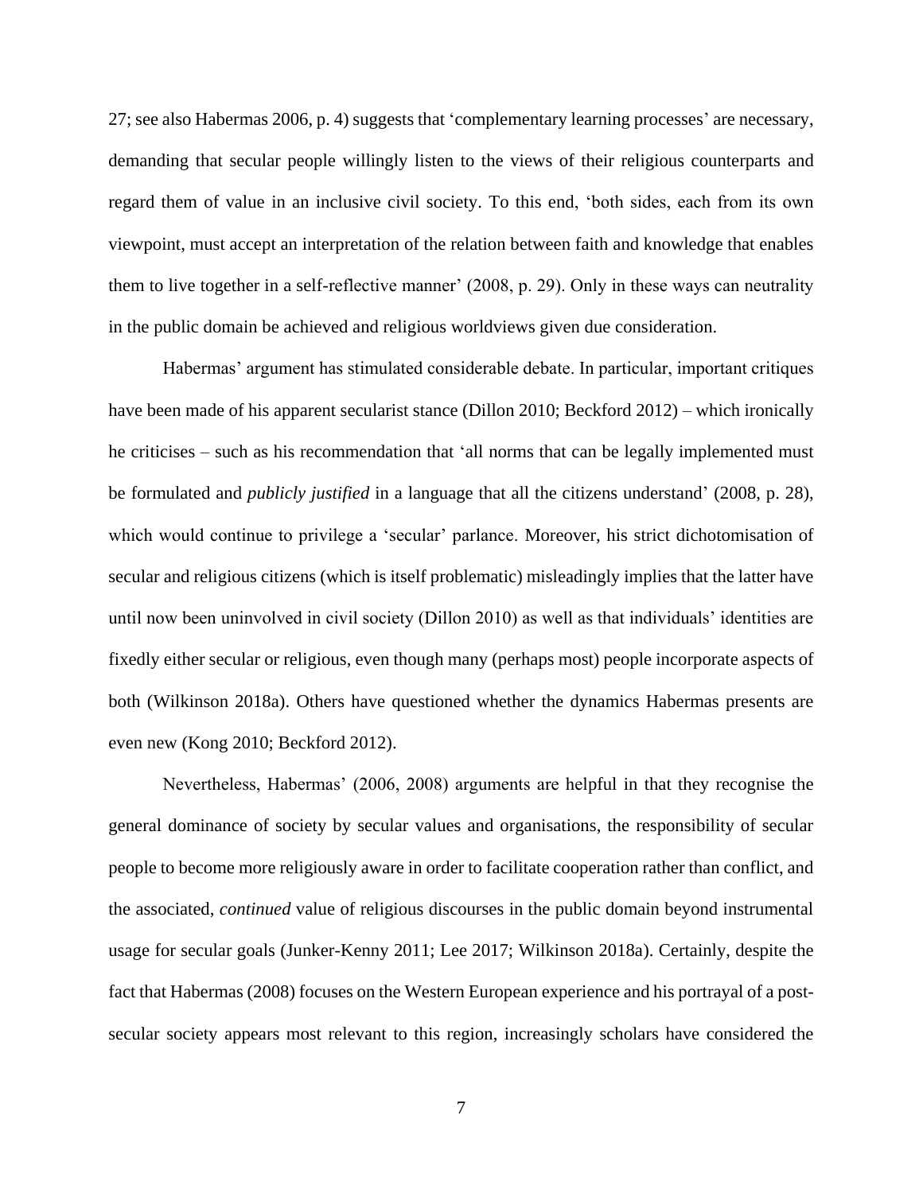27; see also Habermas 2006, p. 4) suggests that 'complementary learning processes' are necessary, demanding that secular people willingly listen to the views of their religious counterparts and regard them of value in an inclusive civil society. To this end, 'both sides, each from its own viewpoint, must accept an interpretation of the relation between faith and knowledge that enables them to live together in a self-reflective manner' (2008, p. 29). Only in these ways can neutrality in the public domain be achieved and religious worldviews given due consideration.

Habermas' argument has stimulated considerable debate. In particular, important critiques have been made of his apparent secularist stance (Dillon 2010; Beckford 2012) – which ironically he criticises – such as his recommendation that 'all norms that can be legally implemented must be formulated and *publicly justified* in a language that all the citizens understand' (2008, p. 28), which would continue to privilege a 'secular' parlance. Moreover, his strict dichotomisation of secular and religious citizens (which is itself problematic) misleadingly implies that the latter have until now been uninvolved in civil society (Dillon 2010) as well as that individuals' identities are fixedly either secular or religious, even though many (perhaps most) people incorporate aspects of both (Wilkinson 2018a). Others have questioned whether the dynamics Habermas presents are even new (Kong 2010; Beckford 2012).

Nevertheless, Habermas' (2006, 2008) arguments are helpful in that they recognise the general dominance of society by secular values and organisations, the responsibility of secular people to become more religiously aware in order to facilitate cooperation rather than conflict, and the associated, *continued* value of religious discourses in the public domain beyond instrumental usage for secular goals (Junker-Kenny 2011; Lee 2017; Wilkinson 2018a). Certainly, despite the fact that Habermas (2008) focuses on the Western European experience and his portrayal of a post-secular society appears most relevant to this region, increasingly scholars have considered the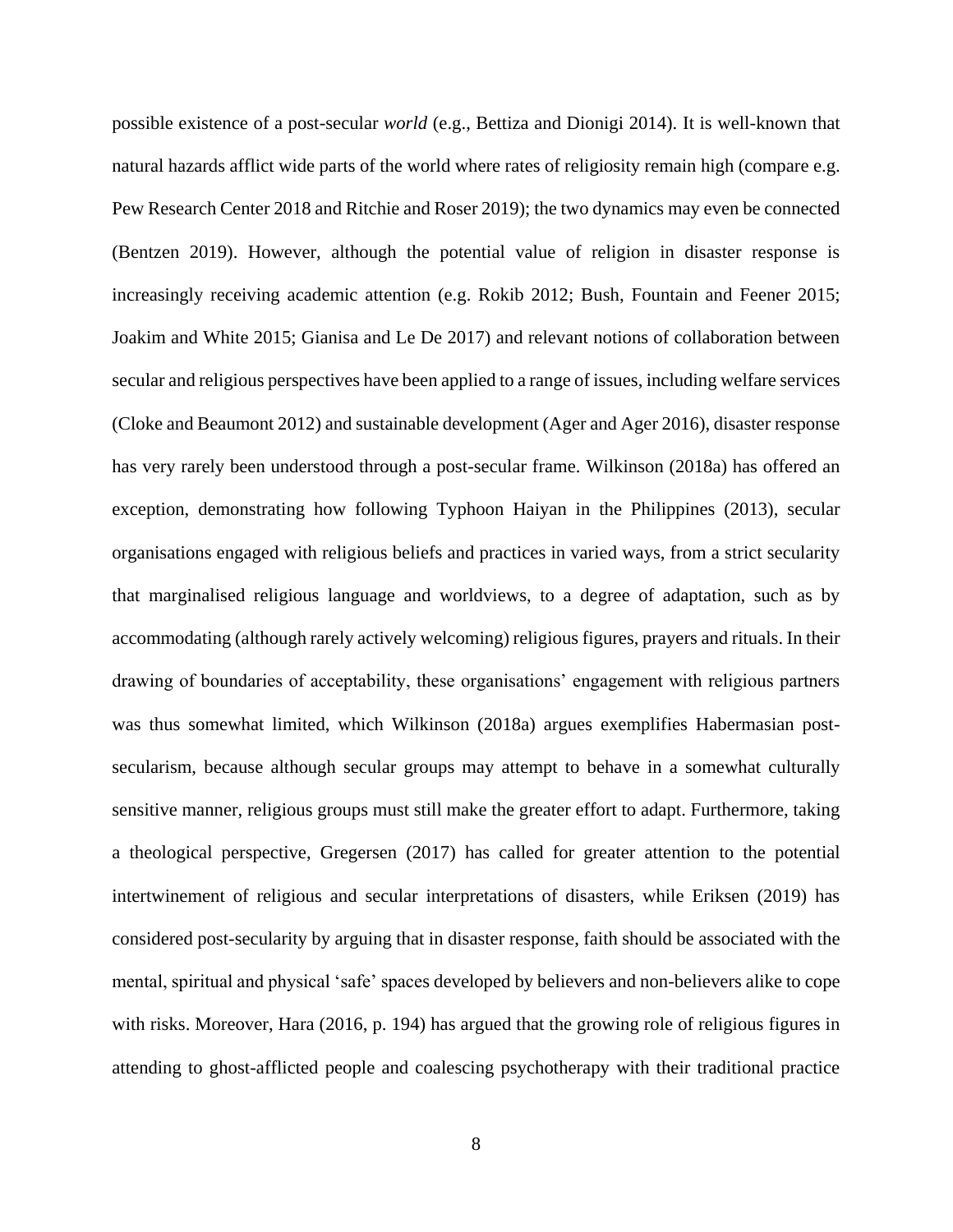possible existence of a post-secular *world* (e.g., Bettiza and Dionigi 2014). It is well-known that natural hazards afflict wide parts of the world where rates of religiosity remain high (compare e.g. Pew Research Center 2018 and Ritchie and Roser 2019); the two dynamics may even be connected (Bentzen 2019). However, although the potential value of religion in disaster response is increasingly receiving academic attention (e.g. Rokib 2012; Bush, Fountain and Feener 2015; Joakim and White 2015; Gianisa and Le De 2017) and relevant notions of collaboration between secular and religious perspectives have been applied to a range of issues, including welfare services (Cloke and Beaumont 2012) and sustainable development (Ager and Ager 2016), disaster response has very rarely been understood through a post-secular frame. Wilkinson (2018a) has offered an exception, demonstrating how following Typhoon Haiyan in the Philippines (2013), secular organisations engaged with religious beliefs and practices in varied ways, from a strict secularity that marginalised religious language and worldviews, to a degree of adaptation, such as by accommodating (although rarely actively welcoming) religious figures, prayers and rituals. In their drawing of boundaries of acceptability, these organisations' engagement with religious partners was thus somewhat limited, which Wilkinson (2018a) argues exemplifies Habermasian post-secularism, because although secular groups may attempt to behave in a somewhat culturally sensitive manner, religious groups must still make the greater effort to adapt. Furthermore, taking a theological perspective, Gregersen (2017) has called for greater attention to the potential intertwinement of religious and secular interpretations of disasters, while Eriksen (2019) has considered post-secularity by arguing that in disaster response, faith should be associated with the mental, spiritual and physical 'safe' spaces developed by believers and non-believers alike to cope with risks. Moreover, Hara (2016, p. 194) has argued that the growing role of religious figures in attending to ghost-afflicted people and coalescing psychotherapy with their traditional practice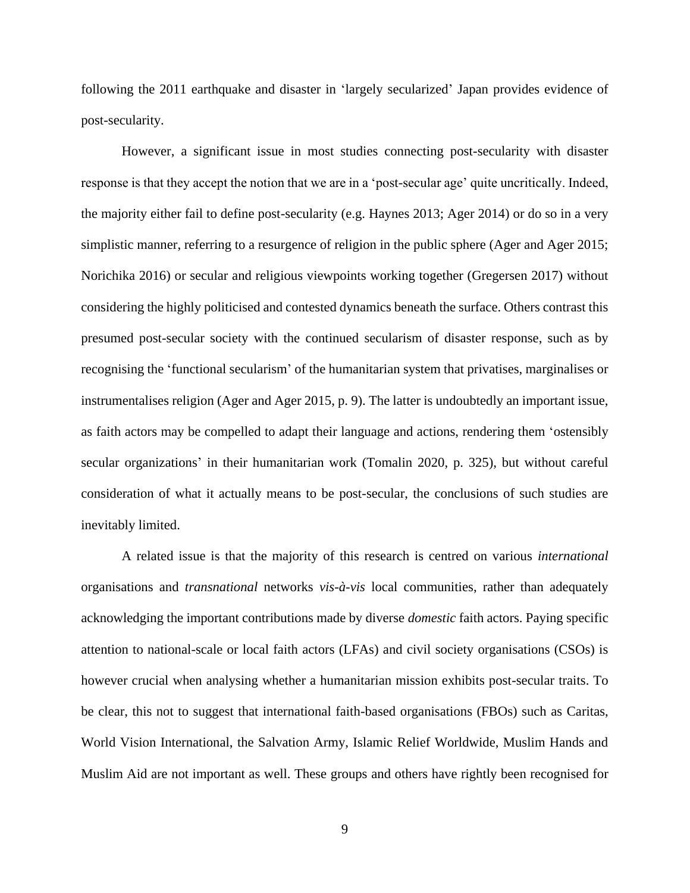following the 2011 earthquake and disaster in 'largely secularized' Japan provides evidence of post-secularity.

However, a significant issue in most studies connecting post-secularity with disaster response is that they accept the notion that we are in a 'post-secular age' quite uncritically. Indeed, the majority either fail to define post-secularity (e.g. Haynes 2013; Ager 2014) or do so in a very simplistic manner, referring to a resurgence of religion in the public sphere (Ager and Ager 2015; Norichika 2016) or secular and religious viewpoints working together (Gregersen 2017) without considering the highly politicised and contested dynamics beneath the surface. Others contrast this presumed post-secular society with the continued secularism of disaster response, such as by recognising the 'functional secularism' of the humanitarian system that privatises, marginalises or instrumentalises religion (Ager and Ager 2015, p. 9). The latter is undoubtedly an important issue, as faith actors may be compelled to adapt their language and actions, rendering them 'ostensibly secular organizations' in their humanitarian work (Tomalin 2020, p. 325), but without careful consideration of what it actually means to be post-secular, the conclusions of such studies are inevitably limited.

A related issue is that the majority of this research is centred on various *international* organisations and *transnational* networks *vis-à-vis* local communities, rather than adequately acknowledging the important contributions made by diverse *domestic* faith actors. Paying specific attention to national-scale or local faith actors (LFAs) and civil society organisations (CSOs) is however crucial when analysing whether a humanitarian mission exhibits post-secular traits. To be clear, this not to suggest that international faith-based organisations (FBOs) such as Caritas, World Vision International, the Salvation Army, Islamic Relief Worldwide, Muslim Hands and Muslim Aid are not important as well. These groups and others have rightly been recognised for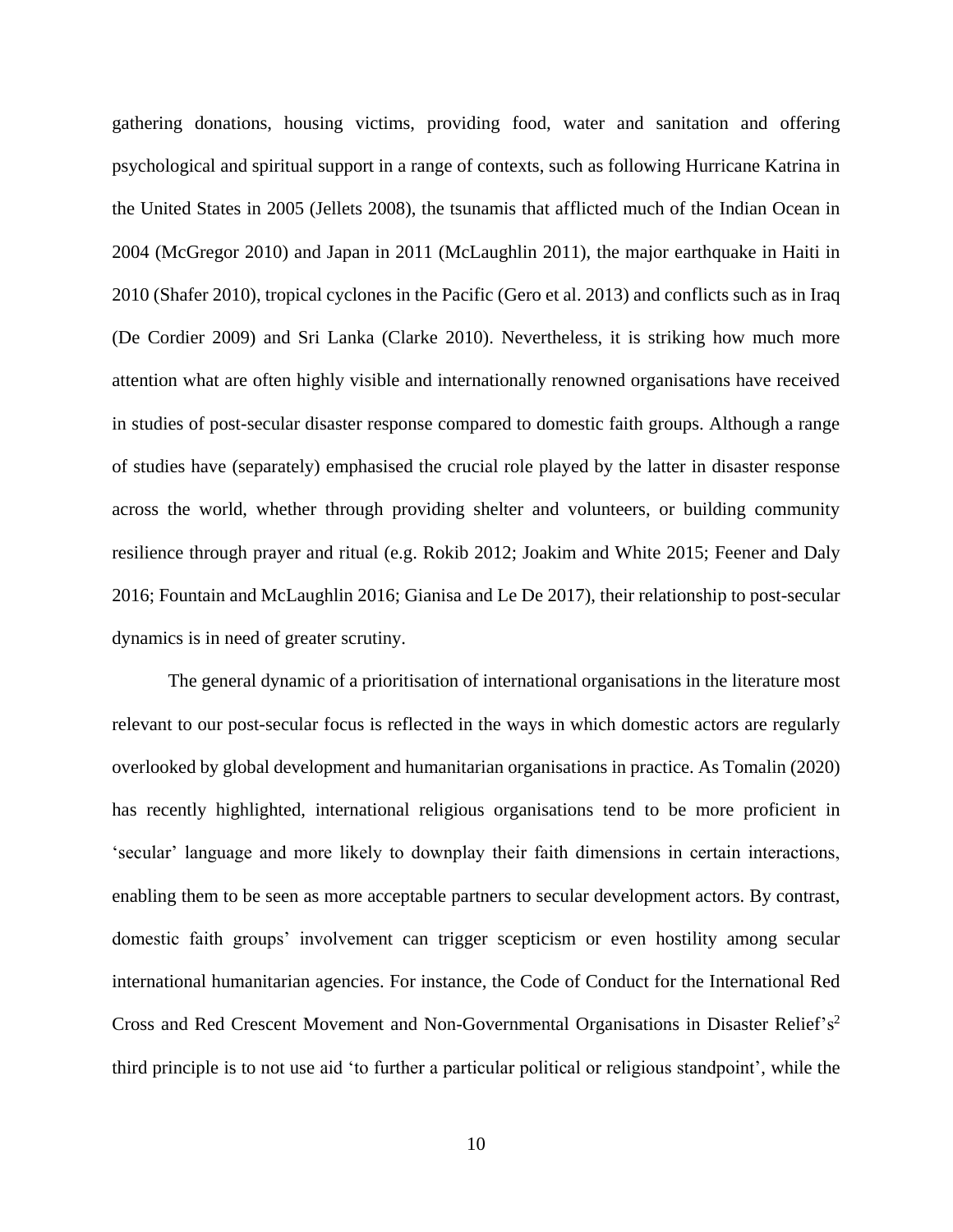gathering donations, housing victims, providing food, water and sanitation and offering psychological and spiritual support in a range of contexts, such as following Hurricane Katrina in the United States in 2005 (Jellets 2008), the tsunamis that afflicted much of the Indian Ocean in 2004 (McGregor 2010) and Japan in 2011 (McLaughlin 2011), the major earthquake in Haiti in 2010 (Shafer 2010), tropical cyclones in the Pacific (Gero et al. 2013) and conflicts such as in Iraq (De Cordier 2009) and Sri Lanka (Clarke 2010). Nevertheless, it is striking how much more attention what are often highly visible and internationally renowned organisations have received in studies of post-secular disaster response compared to domestic faith groups. Although a range of studies have (separately) emphasised the crucial role played by the latter in disaster response across the world, whether through providing shelter and volunteers, or building community resilience through prayer and ritual (e.g. Rokib 2012; Joakim and White 2015; Feener and Daly 2016; Fountain and McLaughlin 2016; Gianisa and Le De 2017), their relationship to post-secular dynamics is in need of greater scrutiny.

The general dynamic of a prioritisation of international organisations in the literature most relevant to our post-secular focus is reflected in the ways in which domestic actors are regularly overlooked by global development and humanitarian organisations in practice. As Tomalin (2020) has recently highlighted, international religious organisations tend to be more proficient in 'secular' language and more likely to downplay their faith dimensions in certain interactions, enabling them to be seen as more acceptable partners to secular development actors. By contrast, domestic faith groups' involvement can trigger scepticism or even hostility among secular international humanitarian agencies. For instance, the Code of Conduct for the International Red Cross and Red Crescent Movement and Non-Governmental Organisations in Disaster Relief's[2] third principle is to not use aid 'to further a particular political or religious standpoint', while the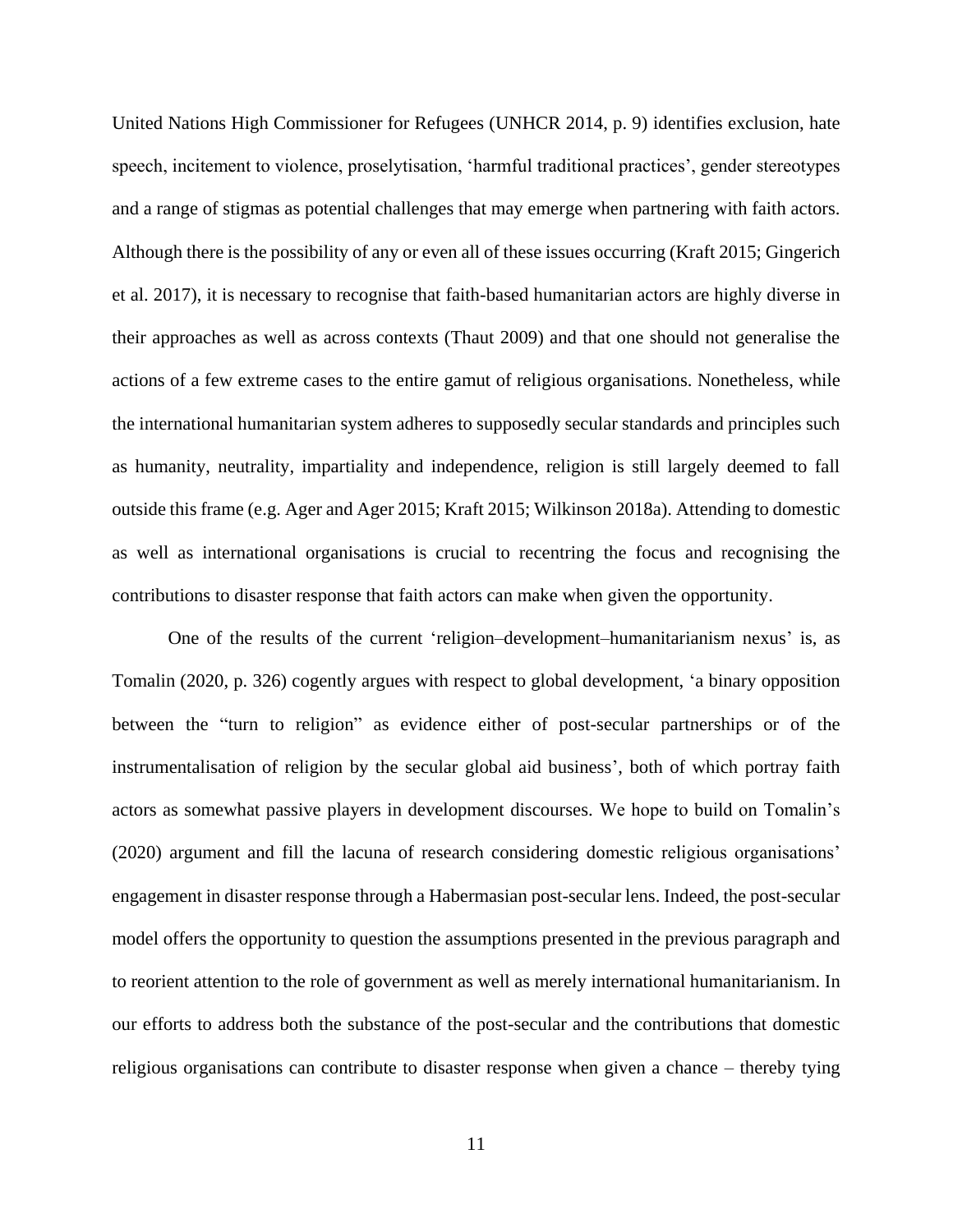United Nations High Commissioner for Refugees (UNHCR 2014, p. 9) identifies exclusion, hate speech, incitement to violence, proselytisation, 'harmful traditional practices', gender stereotypes and a range of stigmas as potential challenges that may emerge when partnering with faith actors. Although there is the possibility of any or even all of these issues occurring (Kraft 2015; Gingerich et al. 2017), it is necessary to recognise that faith-based humanitarian actors are highly diverse in their approaches as well as across contexts (Thaut 2009) and that one should not generalise the actions of a few extreme cases to the entire gamut of religious organisations. Nonetheless, while the international humanitarian system adheres to supposedly secular standards and principles such as humanity, neutrality, impartiality and independence, religion is still largely deemed to fall outside this frame (e.g. Ager and Ager 2015; Kraft 2015; Wilkinson 2018a). Attending to domestic as well as international organisations is crucial to recentring the focus and recognising the contributions to disaster response that faith actors can make when given the opportunity.

One of the results of the current 'religion–development–humanitarianism nexus' is, as Tomalin (2020, p. 326) cogently argues with respect to global development, 'a binary opposition between the "turn to religion" as evidence either of post-secular partnerships or of the instrumentalisation of religion by the secular global aid business', both of which portray faith actors as somewhat passive players in development discourses. We hope to build on Tomalin's (2020) argument and fill the lacuna of research considering domestic religious organisations' engagement in disaster response through a Habermasian post-secular lens. Indeed, the post-secular model offers the opportunity to question the assumptions presented in the previous paragraph and to reorient attention to the role of government as well as merely international humanitarianism. In our efforts to address both the substance of the post-secular and the contributions that domestic religious organisations can contribute to disaster response when given a chance – thereby tying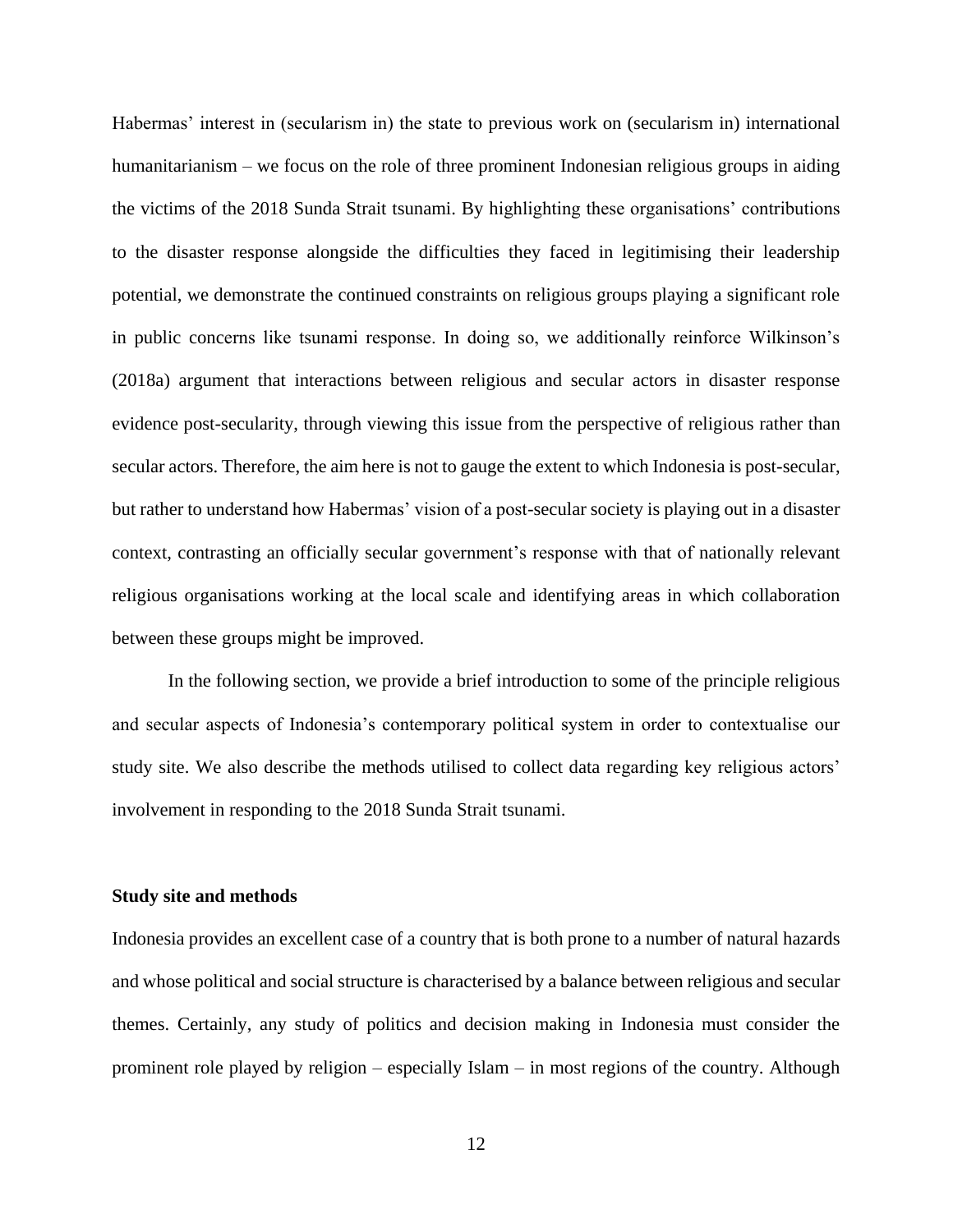Habermas' interest in (secularism in) the state to previous work on (secularism in) international humanitarianism – we focus on the role of three prominent Indonesian religious groups in aiding the victims of the 2018 Sunda Strait tsunami. By highlighting these organisations' contributions to the disaster response alongside the difficulties they faced in legitimising their leadership potential, we demonstrate the continued constraints on religious groups playing a significant role in public concerns like tsunami response. In doing so, we additionally reinforce Wilkinson's (2018a) argument that interactions between religious and secular actors in disaster response evidence post-secularity, through viewing this issue from the perspective of religious rather than secular actors. Therefore, the aim here is not to gauge the extent to which Indonesia is post-secular, but rather to understand how Habermas' vision of a post-secular society is playing out in a disaster context, contrasting an officially secular government's response with that of nationally relevant religious organisations working at the local scale and identifying areas in which collaboration between these groups might be improved.

In the following section, we provide a brief introduction to some of the principle religious and secular aspects of Indonesia's contemporary political system in order to contextualise our study site. We also describe the methods utilised to collect data regarding key religious actors' involvement in responding to the 2018 Sunda Strait tsunami.

## Study site and methods

Indonesia provides an excellent case of a country that is both prone to a number of natural hazards and whose political and social structure is characterised by a balance between religious and secular themes. Certainly, any study of politics and decision making in Indonesia must consider the prominent role played by religion – especially Islam – in most regions of the country. Although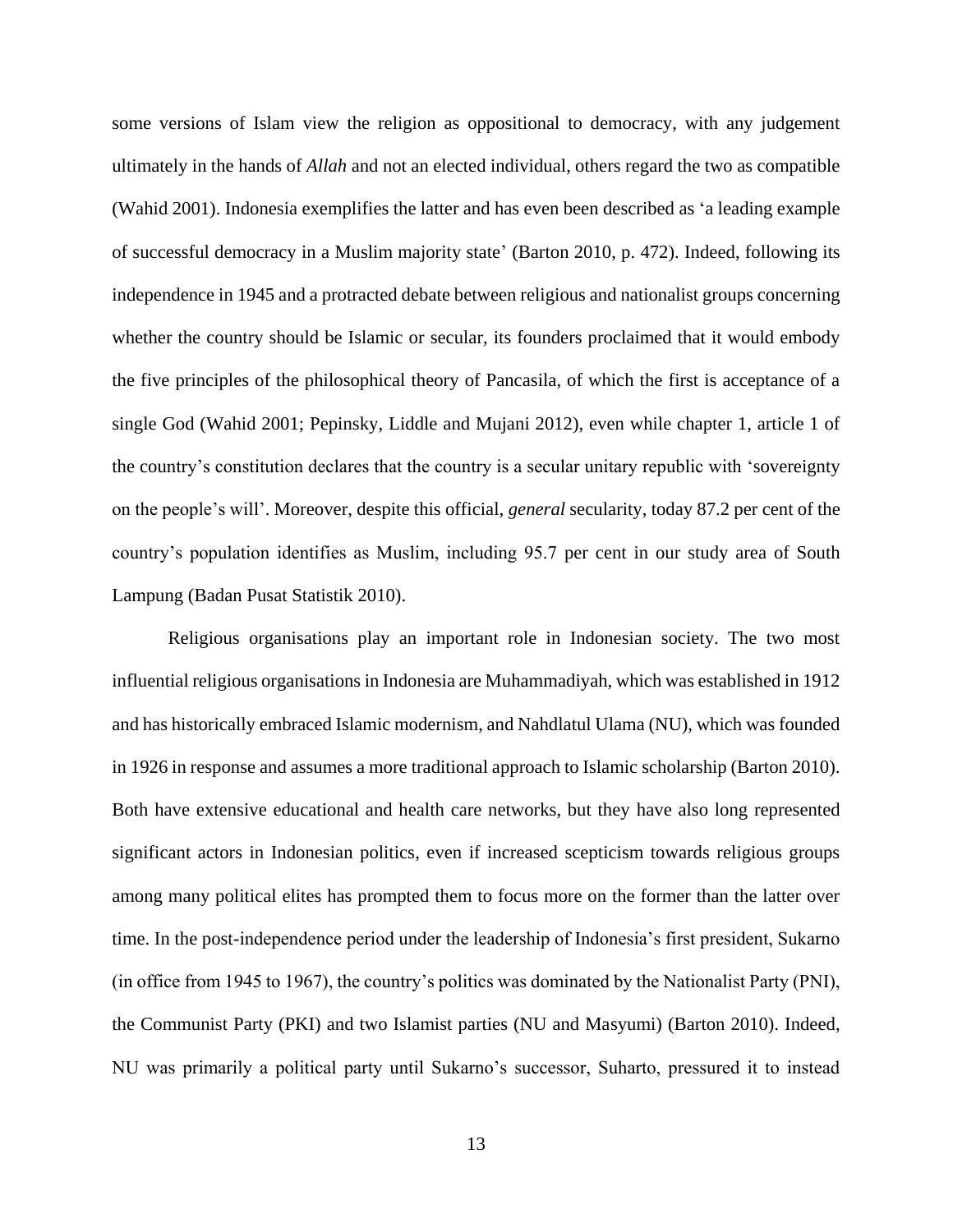some versions of Islam view the religion as oppositional to democracy, with any judgement ultimately in the hands of *Allah* and not an elected individual, others regard the two as compatible (Wahid 2001). Indonesia exemplifies the latter and has even been described as 'a leading example of successful democracy in a Muslim majority state' (Barton 2010, p. 472). Indeed, following its independence in 1945 and a protracted debate between religious and nationalist groups concerning whether the country should be Islamic or secular, its founders proclaimed that it would embody the five principles of the philosophical theory of Pancasila, of which the first is acceptance of a single God (Wahid 2001; Pepinsky, Liddle and Mujani 2012), even while chapter 1, article 1 of the country's constitution declares that the country is a secular unitary republic with 'sovereignty on the people's will'. Moreover, despite this official, *general* secularity, today 87.2 per cent of the country's population identifies as Muslim, including 95.7 per cent in our study area of South Lampung (Badan Pusat Statistik 2010).

Religious organisations play an important role in Indonesian society. The two most influential religious organisations in Indonesia are Muhammadiyah, which was established in 1912 and has historically embraced Islamic modernism, and Nahdlatul Ulama (NU), which was founded in 1926 in response and assumes a more traditional approach to Islamic scholarship (Barton 2010). Both have extensive educational and health care networks, but they have also long represented significant actors in Indonesian politics, even if increased scepticism towards religious groups among many political elites has prompted them to focus more on the former than the latter over time. In the post-independence period under the leadership of Indonesia's first president, Sukarno (in office from 1945 to 1967), the country's politics was dominated by the Nationalist Party (PNI), the Communist Party (PKI) and two Islamist parties (NU and Masyumi) (Barton 2010). Indeed, NU was primarily a political party until Sukarno's successor, Suharto, pressured it to instead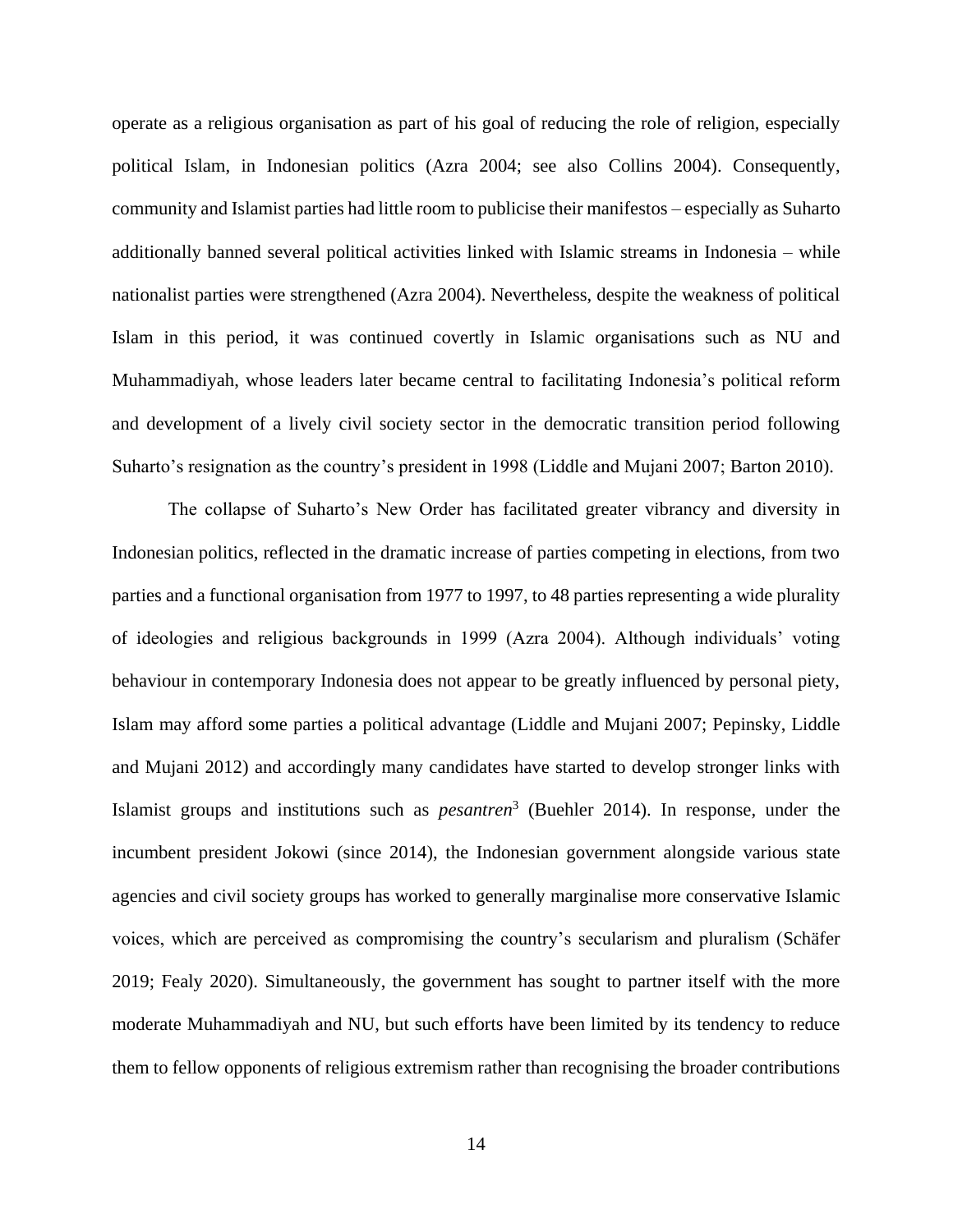operate as a religious organisation as part of his goal of reducing the role of religion, especially political Islam, in Indonesian politics (Azra 2004; see also Collins 2004). Consequently, community and Islamist parties had little room to publicise their manifestos – especially as Suharto additionally banned several political activities linked with Islamic streams in Indonesia – while nationalist parties were strengthened (Azra 2004). Nevertheless, despite the weakness of political Islam in this period, it was continued covertly in Islamic organisations such as NU and Muhammadiyah, whose leaders later became central to facilitating Indonesia's political reform and development of a lively civil society sector in the democratic transition period following Suharto's resignation as the country's president in 1998 (Liddle and Mujani 2007; Barton 2010).

The collapse of Suharto's New Order has facilitated greater vibrancy and diversity in Indonesian politics, reflected in the dramatic increase of parties competing in elections, from two parties and a functional organisation from 1977 to 1997, to 48 parties representing a wide plurality of ideologies and religious backgrounds in 1999 (Azra 2004). Although individuals' voting behaviour in contemporary Indonesia does not appear to be greatly influenced by personal piety, Islam may afford some parties a political advantage (Liddle and Mujani 2007; Pepinsky, Liddle and Mujani 2012) and accordingly many candidates have started to develop stronger links with Islamist groups and institutions such as *pesantren*[3] (Buehler 2014). In response, under the incumbent president Jokowi (since 2014), the Indonesian government alongside various state agencies and civil society groups has worked to generally marginalise more conservative Islamic voices, which are perceived as compromising the country's secularism and pluralism (Schäfer 2019; Fealy 2020). Simultaneously, the government has sought to partner itself with the more moderate Muhammadiyah and NU, but such efforts have been limited by its tendency to reduce them to fellow opponents of religious extremism rather than recognising the broader contributions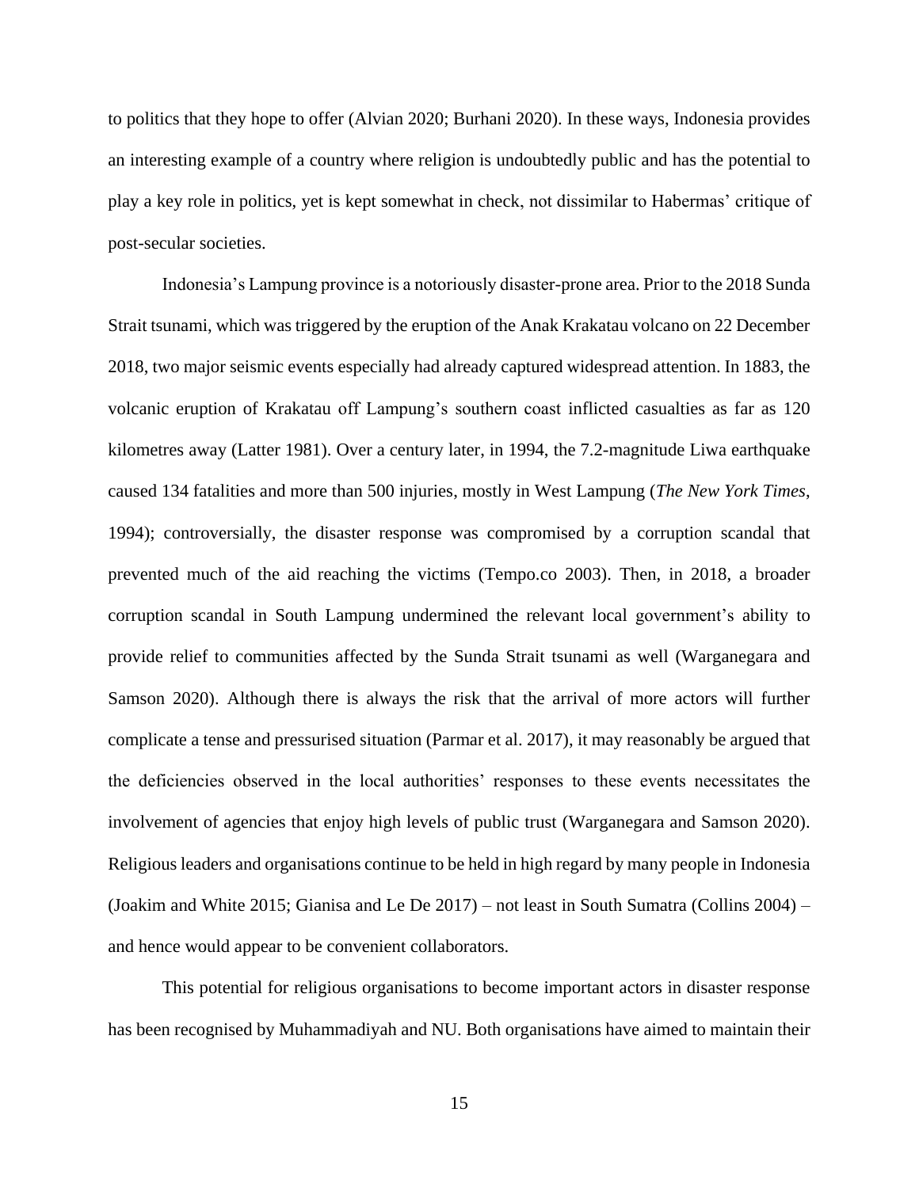to politics that they hope to offer (Alvian 2020; Burhani 2020). In these ways, Indonesia provides an interesting example of a country where religion is undoubtedly public and has the potential to play a key role in politics, yet is kept somewhat in check, not dissimilar to Habermas' critique of post-secular societies.

Indonesia's Lampung province is a notoriously disaster-prone area. Prior to the 2018 Sunda Strait tsunami, which was triggered by the eruption of the Anak Krakatau volcano on 22 December 2018, two major seismic events especially had already captured widespread attention. In 1883, the volcanic eruption of Krakatau off Lampung's southern coast inflicted casualties as far as 120 kilometres away (Latter 1981). Over a century later, in 1994, the 7.2-magnitude Liwa earthquake caused 134 fatalities and more than 500 injuries, mostly in West Lampung (*The New York Times*, 1994); controversially, the disaster response was compromised by a corruption scandal that prevented much of the aid reaching the victims (Tempo.co 2003). Then, in 2018, a broader corruption scandal in South Lampung undermined the relevant local government's ability to provide relief to communities affected by the Sunda Strait tsunami as well (Warganegara and Samson 2020). Although there is always the risk that the arrival of more actors will further complicate a tense and pressurised situation (Parmar et al. 2017), it may reasonably be argued that the deficiencies observed in the local authorities' responses to these events necessitates the involvement of agencies that enjoy high levels of public trust (Warganegara and Samson 2020). Religious leaders and organisations continue to be held in high regard by many people in Indonesia (Joakim and White 2015; Gianisa and Le De 2017) – not least in South Sumatra (Collins 2004) – and hence would appear to be convenient collaborators.

This potential for religious organisations to become important actors in disaster response has been recognised by Muhammadiyah and NU. Both organisations have aimed to maintain their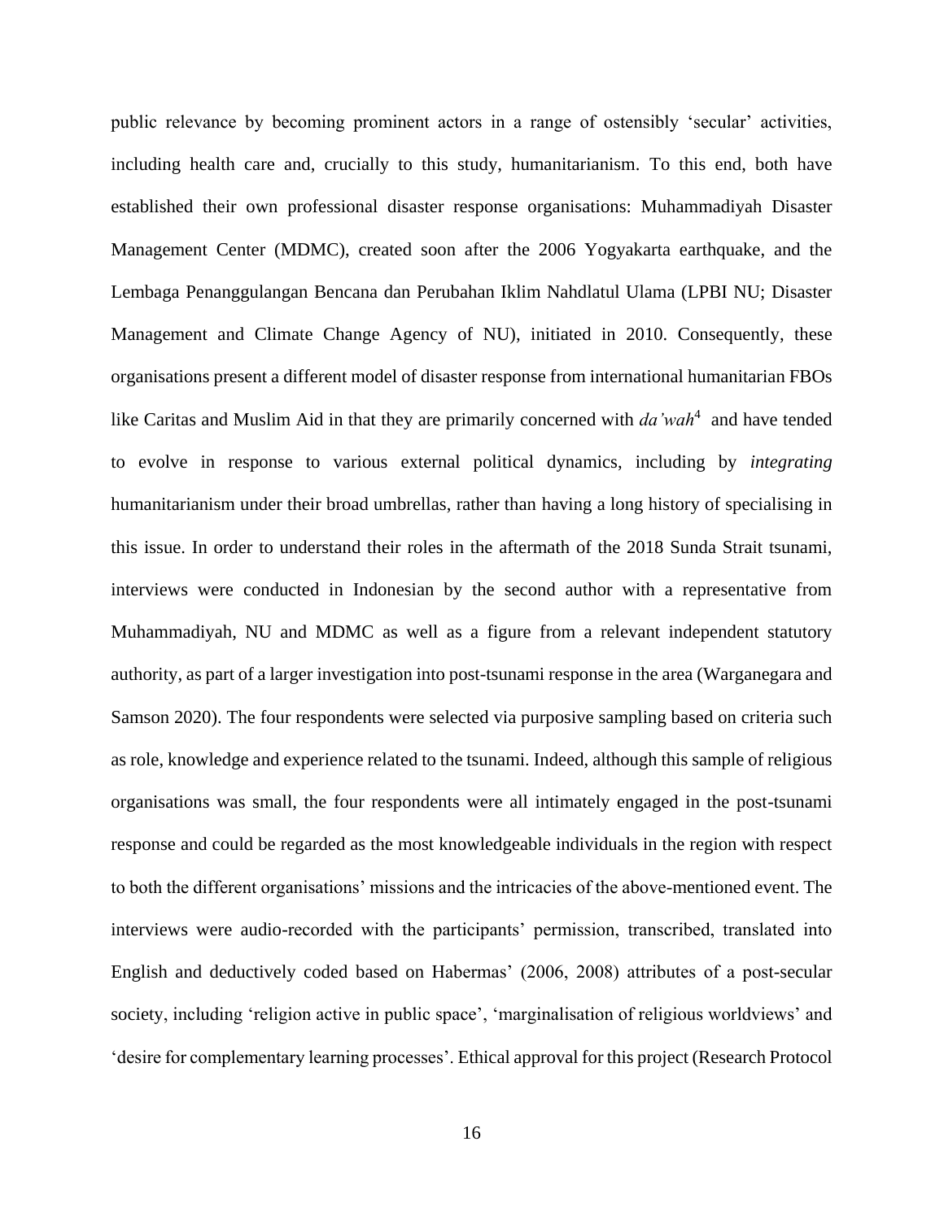public relevance by becoming prominent actors in a range of ostensibly 'secular' activities, including health care and, crucially to this study, humanitarianism. To this end, both have established their own professional disaster response organisations: Muhammadiyah Disaster Management Center (MDMC), created soon after the 2006 Yogyakarta earthquake, and the Lembaga Penanggulangan Bencana dan Perubahan Iklim Nahdlatul Ulama (LPBI NU; Disaster Management and Climate Change Agency of NU), initiated in 2010. Consequently, these organisations present a different model of disaster response from international humanitarian FBOs like Caritas and Muslim Aid in that they are primarily concerned with *da'wah*[4] and have tended to evolve in response to various external political dynamics, including by *integrating* humanitarianism under their broad umbrellas, rather than having a long history of specialising in this issue. In order to understand their roles in the aftermath of the 2018 Sunda Strait tsunami, interviews were conducted in Indonesian by the second author with a representative from Muhammadiyah, NU and MDMC as well as a figure from a relevant independent statutory authority, as part of a larger investigation into post-tsunami response in the area (Warganegara and Samson 2020). The four respondents were selected via purposive sampling based on criteria such as role, knowledge and experience related to the tsunami. Indeed, although this sample of religious organisations was small, the four respondents were all intimately engaged in the post-tsunami response and could be regarded as the most knowledgeable individuals in the region with respect to both the different organisations' missions and the intricacies of the above-mentioned event. The interviews were audio-recorded with the participants' permission, transcribed, translated into English and deductively coded based on Habermas' (2006, 2008) attributes of a post-secular society, including 'religion active in public space', 'marginalisation of religious worldviews' and 'desire for complementary learning processes'. Ethical approval for this project (Research Protocol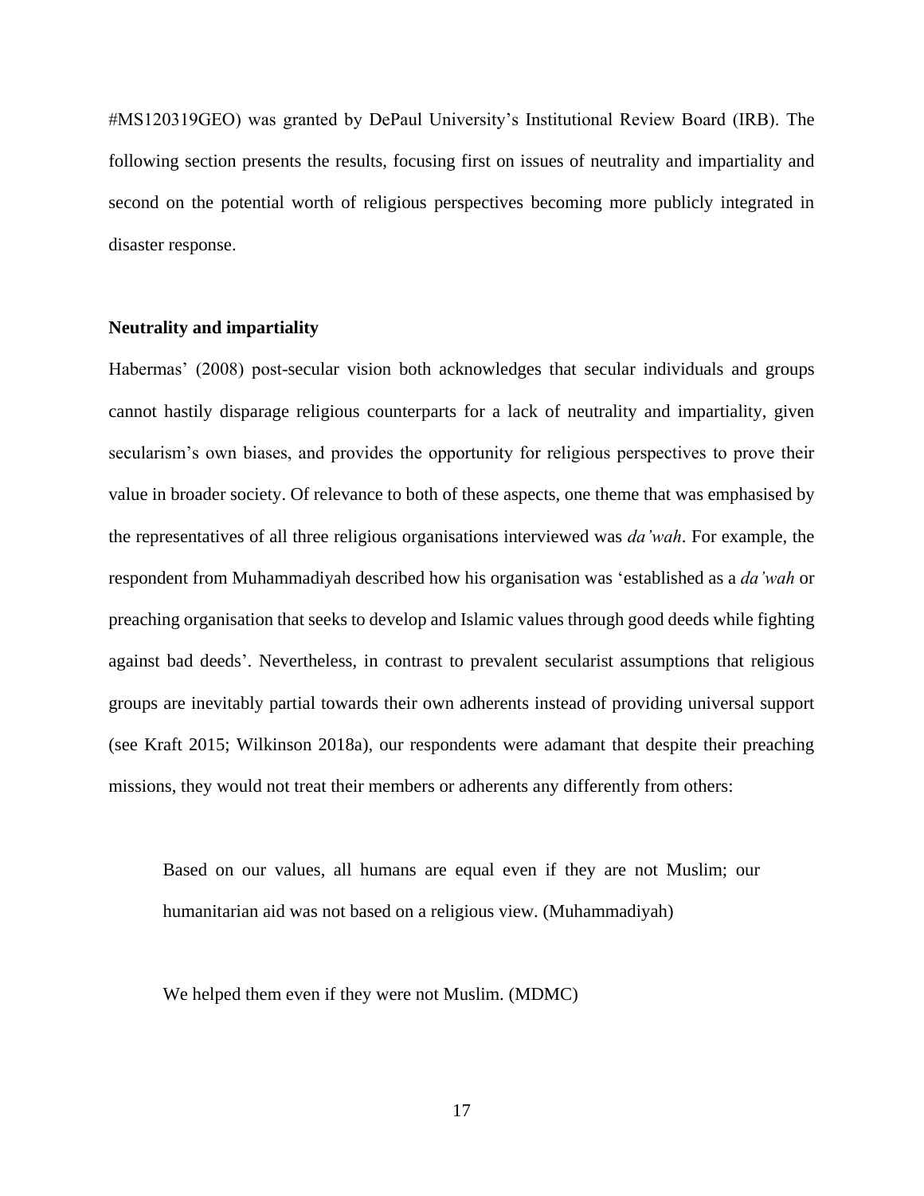#MS120319GEO) was granted by DePaul University's Institutional Review Board (IRB). The following section presents the results, focusing first on issues of neutrality and impartiality and second on the potential worth of religious perspectives becoming more publicly integrated in disaster response.

**Neutrality and impartiality**

Habermas' (2008) post-secular vision both acknowledges that secular individuals and groups cannot hastily disparage religious counterparts for a lack of neutrality and impartiality, given secularism's own biases, and provides the opportunity for religious perspectives to prove their value in broader society. Of relevance to both of these aspects, one theme that was emphasised by the representatives of all three religious organisations interviewed was *da'wah*. For example, the respondent from Muhammadiyah described how his organisation was 'established as a *da'wah* or preaching organisation that seeks to develop and Islamic values through good deeds while fighting against bad deeds'. Nevertheless, in contrast to prevalent secularist assumptions that religious groups are inevitably partial towards their own adherents instead of providing universal support (see Kraft 2015; Wilkinson 2018a), our respondents were adamant that despite their preaching missions, they would not treat their members or adherents any differently from others:

> Based on our values, all humans are equal even if they are not Muslim; our humanitarian aid was not based on a religious view. (Muhammadiyah)

> We helped them even if they were not Muslim. (MDMC)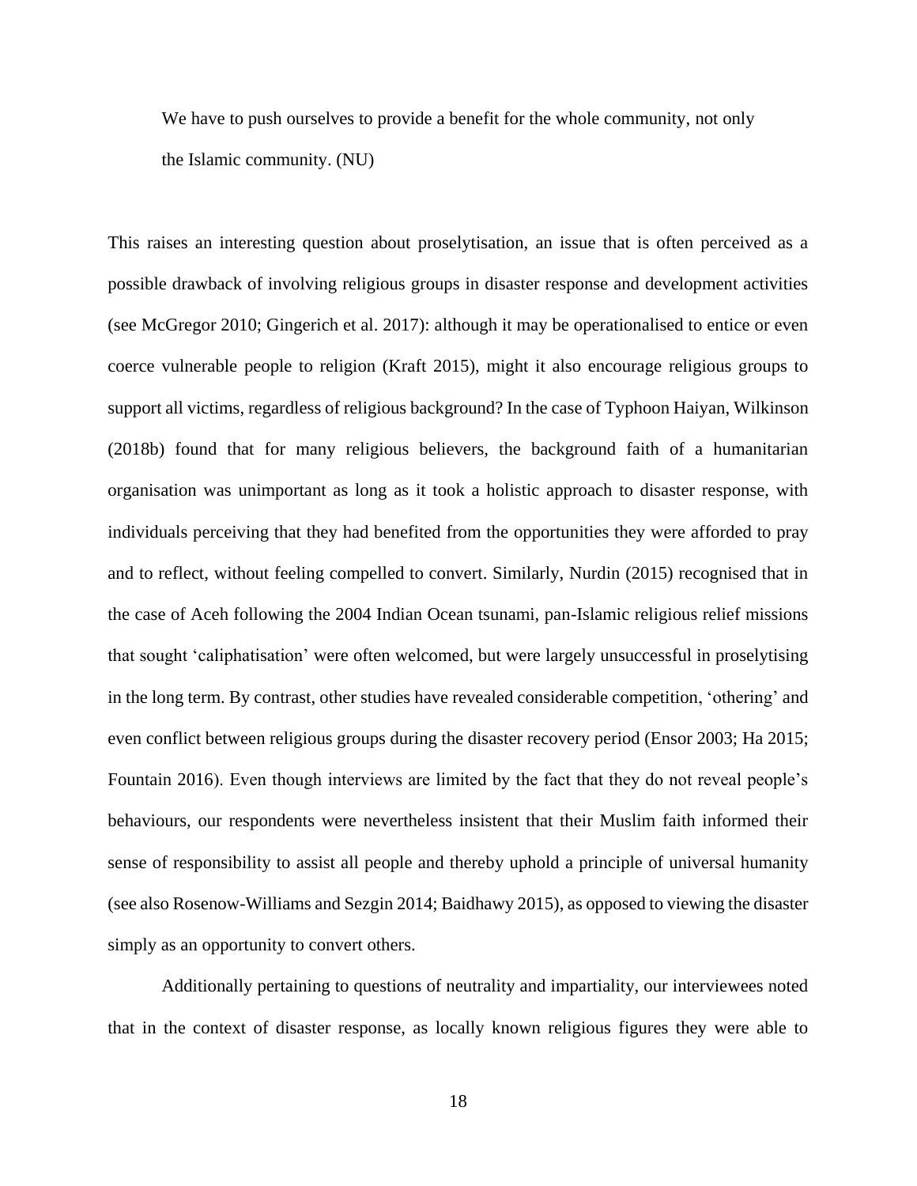> We have to push ourselves to provide a benefit for the whole community, not only the Islamic community. (NU)

This raises an interesting question about proselytisation, an issue that is often perceived as a possible drawback of involving religious groups in disaster response and development activities (see McGregor 2010; Gingerich et al. 2017): although it may be operationalised to entice or even coerce vulnerable people to religion (Kraft 2015), might it also encourage religious groups to support all victims, regardless of religious background? In the case of Typhoon Haiyan, Wilkinson (2018b) found that for many religious believers, the background faith of a humanitarian organisation was unimportant as long as it took a holistic approach to disaster response, with individuals perceiving that they had benefited from the opportunities they were afforded to pray and to reflect, without feeling compelled to convert. Similarly, Nurdin (2015) recognised that in the case of Aceh following the 2004 Indian Ocean tsunami, pan-Islamic religious relief missions that sought 'caliphatisation' were often welcomed, but were largely unsuccessful in proselytising in the long term. By contrast, other studies have revealed considerable competition, 'othering' and even conflict between religious groups during the disaster recovery period (Ensor 2003; Ha 2015; Fountain 2016). Even though interviews are limited by the fact that they do not reveal people's behaviours, our respondents were nevertheless insistent that their Muslim faith informed their sense of responsibility to assist all people and thereby uphold a principle of universal humanity (see also Rosenow-Williams and Sezgin 2014; Baidhawy 2015), as opposed to viewing the disaster simply as an opportunity to convert others.

Additionally pertaining to questions of neutrality and impartiality, our interviewees noted that in the context of disaster response, as locally known religious figures they were able to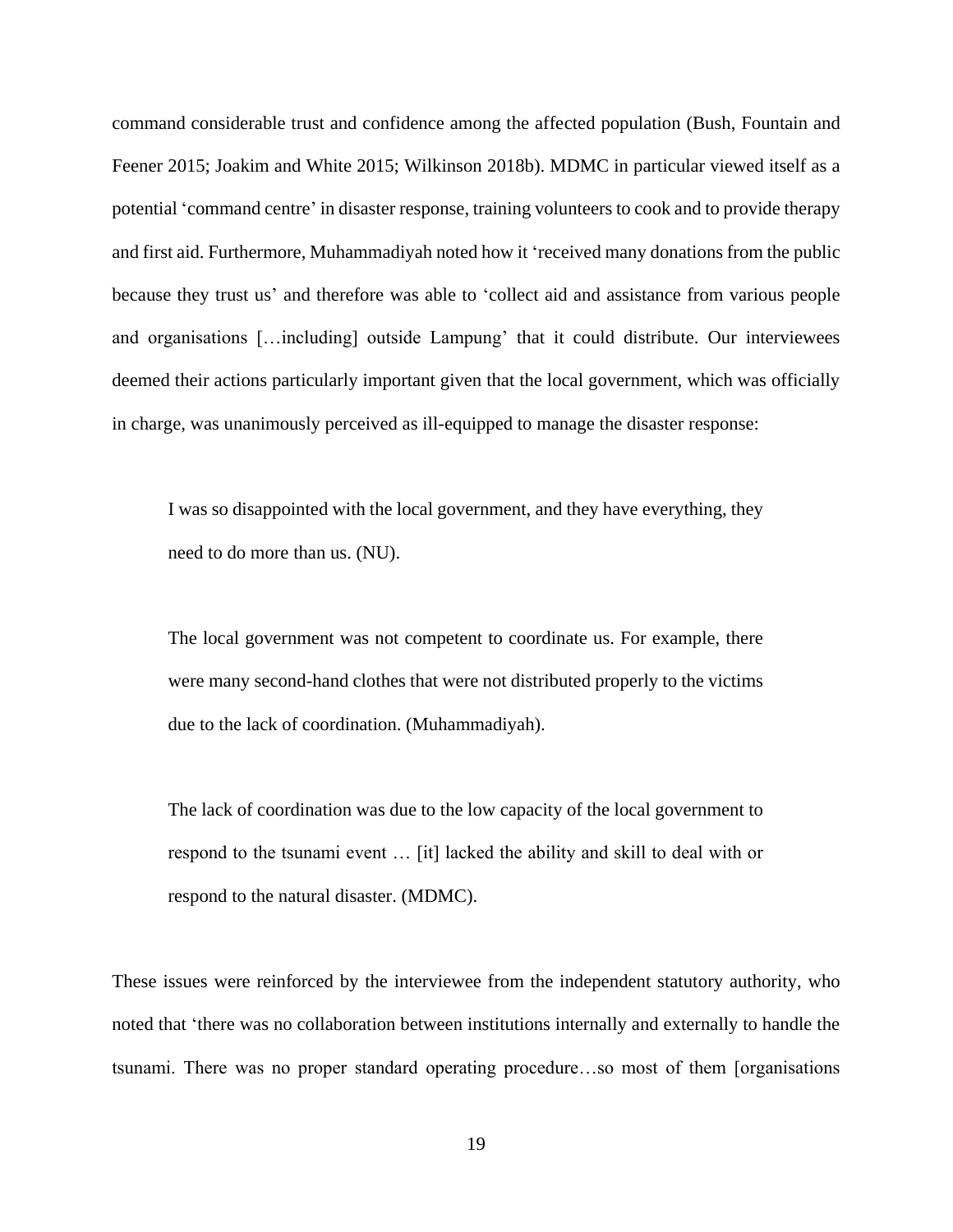command considerable trust and confidence among the affected population (Bush, Fountain and Feener 2015; Joakim and White 2015; Wilkinson 2018b). MDMC in particular viewed itself as a potential 'command centre' in disaster response, training volunteers to cook and to provide therapy and first aid. Furthermore, Muhammadiyah noted how it 'received many donations from the public because they trust us' and therefore was able to 'collect aid and assistance from various people and organisations […including] outside Lampung' that it could distribute. Our interviewees deemed their actions particularly important given that the local government, which was officially in charge, was unanimously perceived as ill-equipped to manage the disaster response:

> I was so disappointed with the local government, and they have everything, they need to do more than us. (NU).

> The local government was not competent to coordinate us. For example, there were many second-hand clothes that were not distributed properly to the victims due to the lack of coordination. (Muhammadiyah).

> The lack of coordination was due to the low capacity of the local government to respond to the tsunami event … [it] lacked the ability and skill to deal with or respond to the natural disaster. (MDMC).

These issues were reinforced by the interviewee from the independent statutory authority, who noted that 'there was no collaboration between institutions internally and externally to handle the tsunami. There was no proper standard operating procedure…so most of them [organisations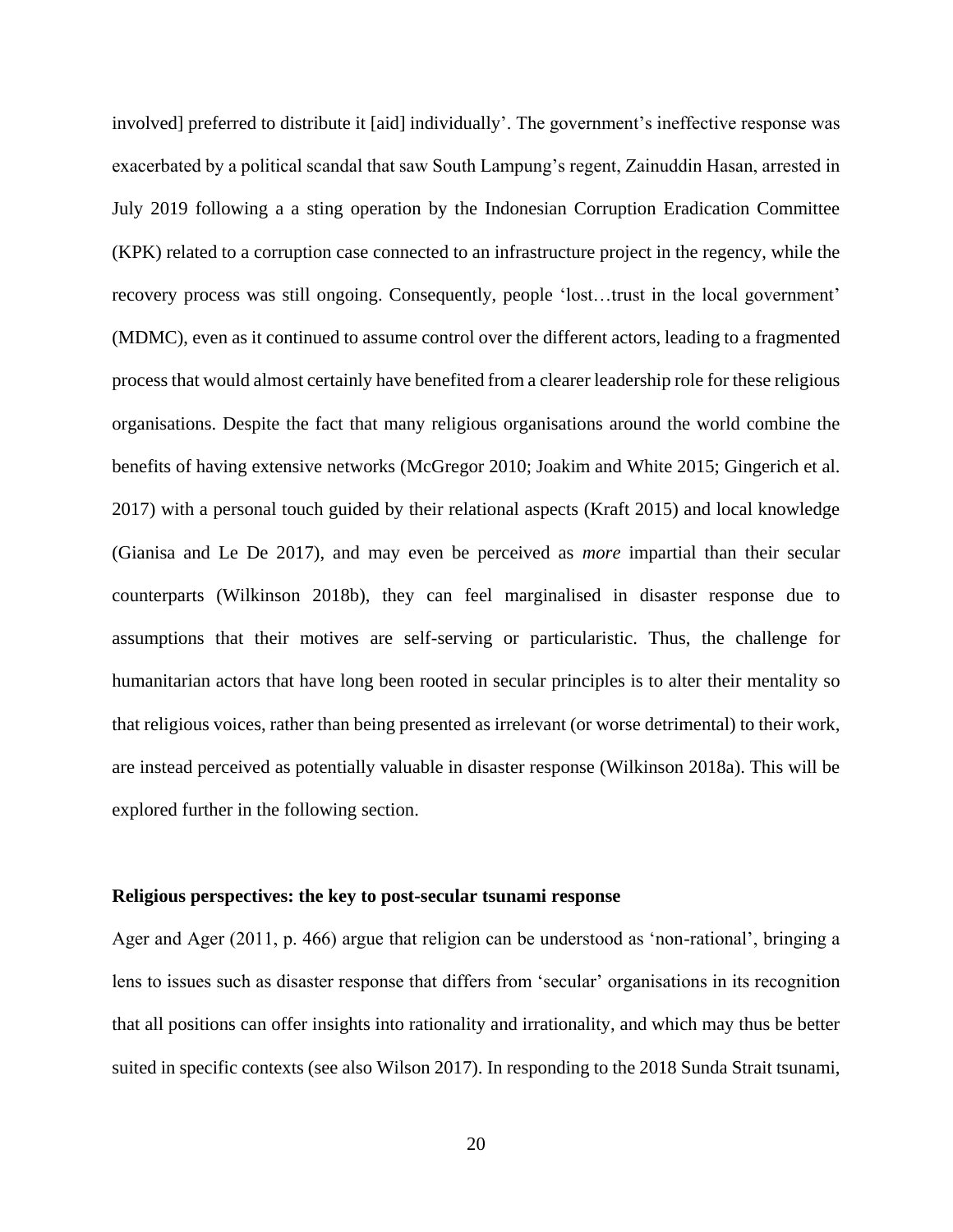involved] preferred to distribute it [aid] individually'. The government's ineffective response was exacerbated by a political scandal that saw South Lampung's regent, Zainuddin Hasan, arrested in July 2019 following a a sting operation by the Indonesian Corruption Eradication Committee (KPK) related to a corruption case connected to an infrastructure project in the regency, while the recovery process was still ongoing. Consequently, people 'lost…trust in the local government' (MDMC), even as it continued to assume control over the different actors, leading to a fragmented process that would almost certainly have benefited from a clearer leadership role for these religious organisations. Despite the fact that many religious organisations around the world combine the benefits of having extensive networks (McGregor 2010; Joakim and White 2015; Gingerich et al. 2017) with a personal touch guided by their relational aspects (Kraft 2015) and local knowledge (Gianisa and Le De 2017), and may even be perceived as *more* impartial than their secular counterparts (Wilkinson 2018b), they can feel marginalised in disaster response due to assumptions that their motives are self-serving or particularistic. Thus, the challenge for humanitarian actors that have long been rooted in secular principles is to alter their mentality so that religious voices, rather than being presented as irrelevant (or worse detrimental) to their work, are instead perceived as potentially valuable in disaster response (Wilkinson 2018a). This will be explored further in the following section.

## Religious perspectives: the key to post-secular tsunami response

Ager and Ager (2011, p. 466) argue that religion can be understood as 'non-rational', bringing a lens to issues such as disaster response that differs from 'secular' organisations in its recognition that all positions can offer insights into rationality and irrationality, and which may thus be better suited in specific contexts (see also Wilson 2017). In responding to the 2018 Sunda Strait tsunami,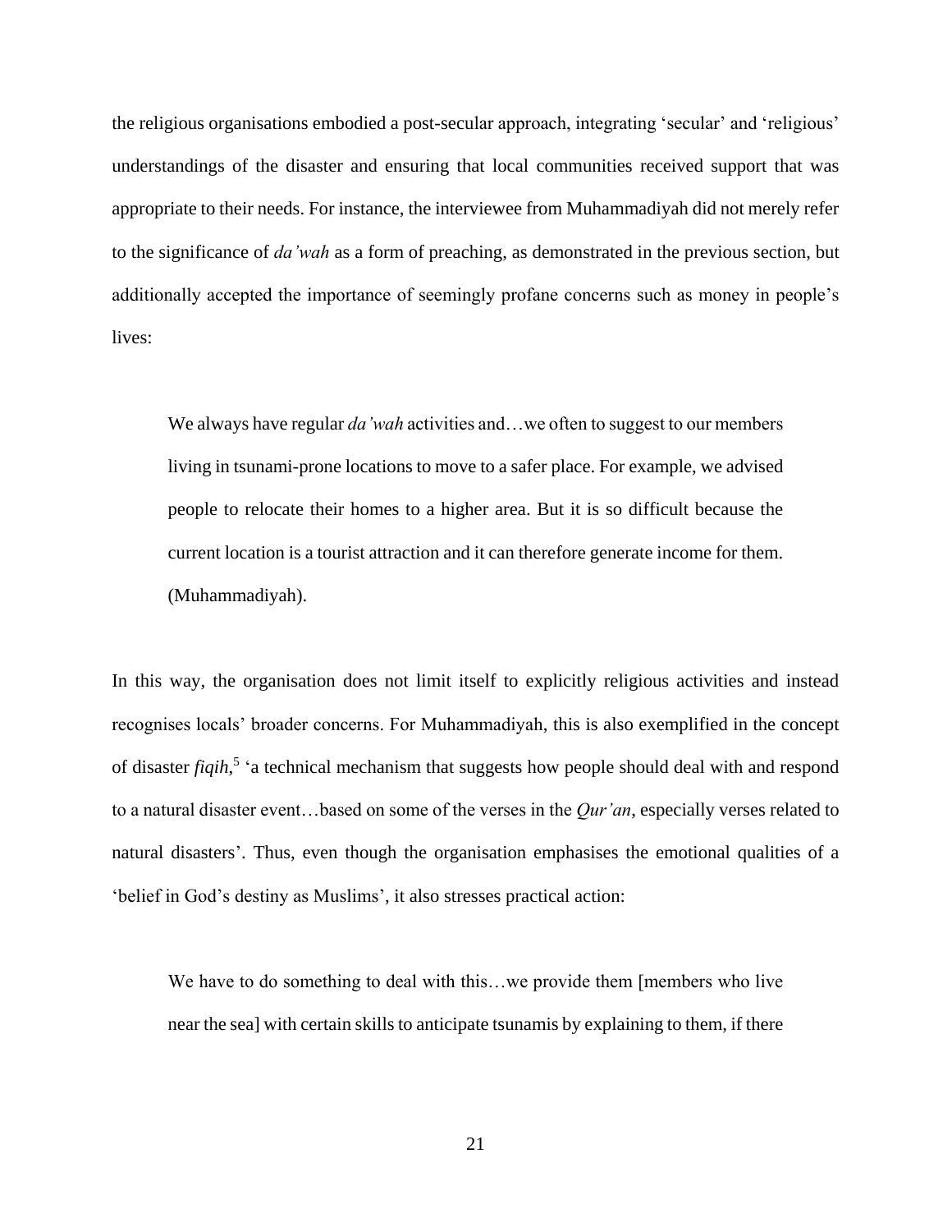the religious organisations embodied a post-secular approach, integrating 'secular' and 'religious' understandings of the disaster and ensuring that local communities received support that was appropriate to their needs. For instance, the interviewee from Muhammadiyah did not merely refer to the significance of *da'wah* as a form of preaching, as demonstrated in the previous section, but additionally accepted the importance of seemingly profane concerns such as money in people's lives:

> We always have regular *da'wah* activities and…we often to suggest to our members living in tsunami-prone locations to move to a safer place. For example, we advised people to relocate their homes to a higher area. But it is so difficult because the current location is a tourist attraction and it can therefore generate income for them. (Muhammadiyah).

In this way, the organisation does not limit itself to explicitly religious activities and instead recognises locals' broader concerns. For Muhammadiyah, this is also exemplified in the concept of disaster *fiqih*,[5] 'a technical mechanism that suggests how people should deal with and respond to a natural disaster event…based on some of the verses in the *Qur'an*, especially verses related to natural disasters'. Thus, even though the organisation emphasises the emotional qualities of a 'belief in God's destiny as Muslims', it also stresses practical action:

> We have to do something to deal with this…we provide them [members who live near the sea] with certain skills to anticipate tsunamis by explaining to them, if there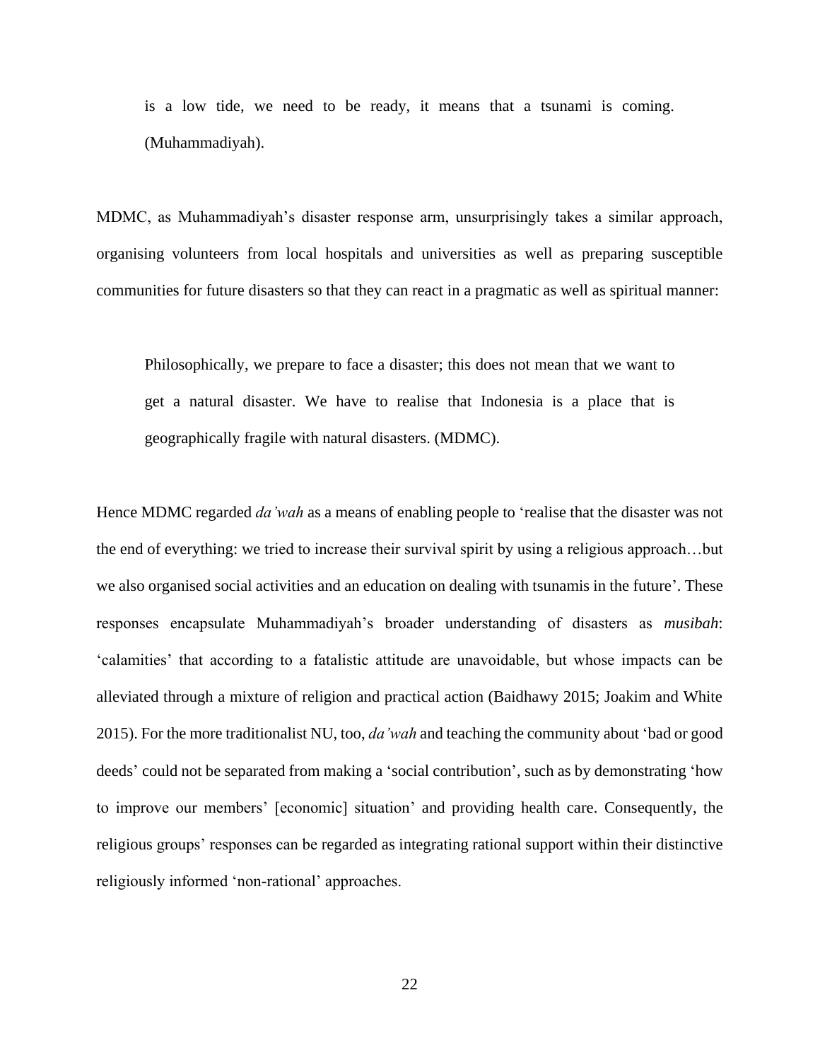> is a low tide, we need to be ready, it means that a tsunami is coming. (Muhammadiyah).

MDMC, as Muhammadiyah's disaster response arm, unsurprisingly takes a similar approach, organising volunteers from local hospitals and universities as well as preparing susceptible communities for future disasters so that they can react in a pragmatic as well as spiritual manner:

> Philosophically, we prepare to face a disaster; this does not mean that we want to get a natural disaster. We have to realise that Indonesia is a place that is geographically fragile with natural disasters. (MDMC).

Hence MDMC regarded *da'wah* as a means of enabling people to 'realise that the disaster was not the end of everything: we tried to increase their survival spirit by using a religious approach…but we also organised social activities and an education on dealing with tsunamis in the future'. These responses encapsulate Muhammadiyah's broader understanding of disasters as *musibah*: 'calamities' that according to a fatalistic attitude are unavoidable, but whose impacts can be alleviated through a mixture of religion and practical action (Baidhawy 2015; Joakim and White 2015). For the more traditionalist NU, too, *da'wah* and teaching the community about 'bad or good deeds' could not be separated from making a 'social contribution', such as by demonstrating 'how to improve our members' [economic] situation' and providing health care. Consequently, the religious groups' responses can be regarded as integrating rational support within their distinctive religiously informed 'non-rational' approaches.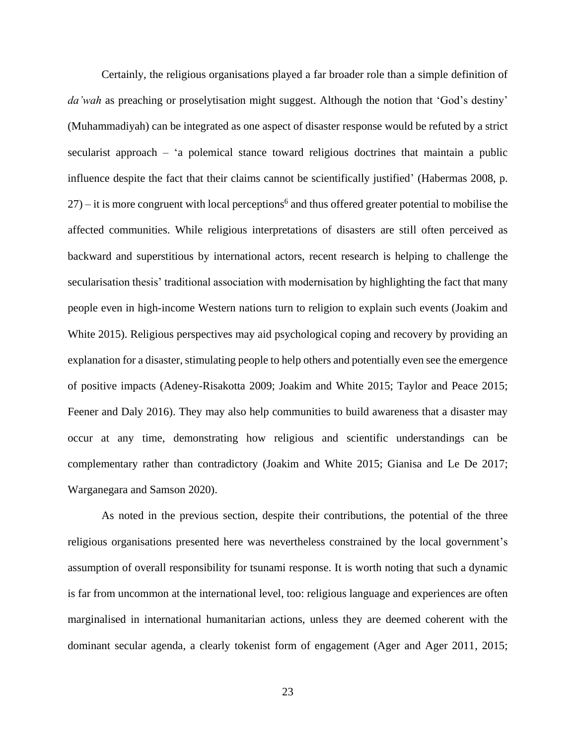Certainly, the religious organisations played a far broader role than a simple definition of *da'wah* as preaching or proselytisation might suggest. Although the notion that 'God's destiny' (Muhammadiyah) can be integrated as one aspect of disaster response would be refuted by a strict secularist approach – 'a polemical stance toward religious doctrines that maintain a public influence despite the fact that their claims cannot be scientifically justified' (Habermas 2008, p. 27) – it is more congruent with local perceptions[6] and thus offered greater potential to mobilise the affected communities. While religious interpretations of disasters are still often perceived as backward and superstitious by international actors, recent research is helping to challenge the secularisation thesis' traditional association with modernisation by highlighting the fact that many people even in high-income Western nations turn to religion to explain such events (Joakim and White 2015). Religious perspectives may aid psychological coping and recovery by providing an explanation for a disaster, stimulating people to help others and potentially even see the emergence of positive impacts (Adeney-Risakotta 2009; Joakim and White 2015; Taylor and Peace 2015; Feener and Daly 2016). They may also help communities to build awareness that a disaster may occur at any time, demonstrating how religious and scientific understandings can be complementary rather than contradictory (Joakim and White 2015; Gianisa and Le De 2017; Warganegara and Samson 2020).

As noted in the previous section, despite their contributions, the potential of the three religious organisations presented here was nevertheless constrained by the local government's assumption of overall responsibility for tsunami response. It is worth noting that such a dynamic is far from uncommon at the international level, too: religious language and experiences are often marginalised in international humanitarian actions, unless they are deemed coherent with the dominant secular agenda, a clearly tokenist form of engagement (Ager and Ager 2011, 2015;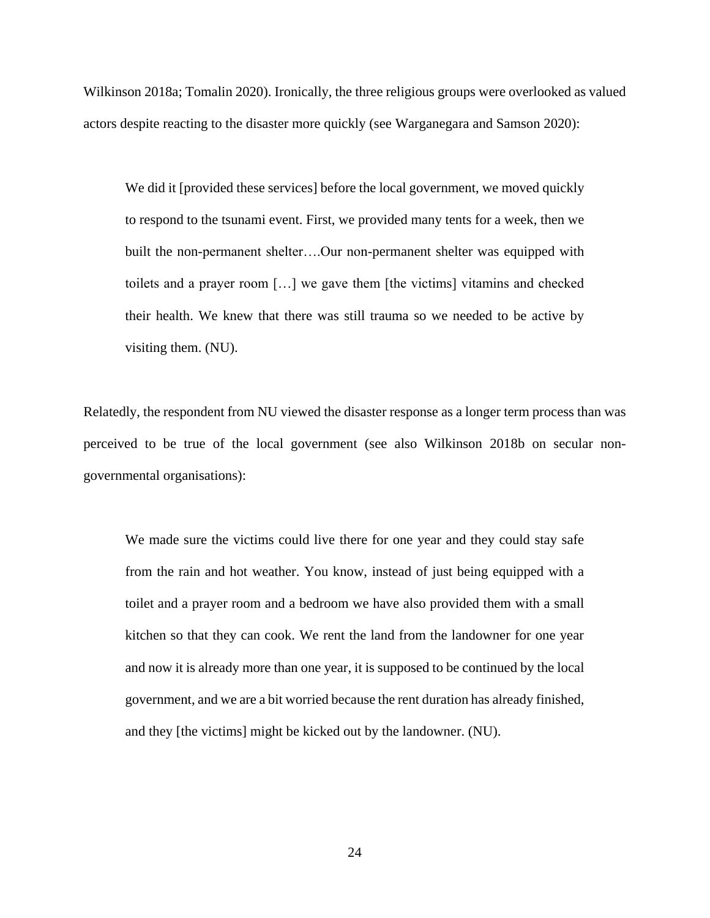Wilkinson 2018a; Tomalin 2020). Ironically, the three religious groups were overlooked as valued actors despite reacting to the disaster more quickly (see Warganegara and Samson 2020):

> We did it [provided these services] before the local government, we moved quickly to respond to the tsunami event. First, we provided many tents for a week, then we built the non-permanent shelter….Our non-permanent shelter was equipped with toilets and a prayer room […] we gave them [the victims] vitamins and checked their health. We knew that there was still trauma so we needed to be active by visiting them. (NU).

Relatedly, the respondent from NU viewed the disaster response as a longer term process than was perceived to be true of the local government (see also Wilkinson 2018b on secular non-governmental organisations):

> We made sure the victims could live there for one year and they could stay safe from the rain and hot weather. You know, instead of just being equipped with a toilet and a prayer room and a bedroom we have also provided them with a small kitchen so that they can cook. We rent the land from the landowner for one year and now it is already more than one year, it is supposed to be continued by the local government, and we are a bit worried because the rent duration has already finished, and they [the victims] might be kicked out by the landowner. (NU).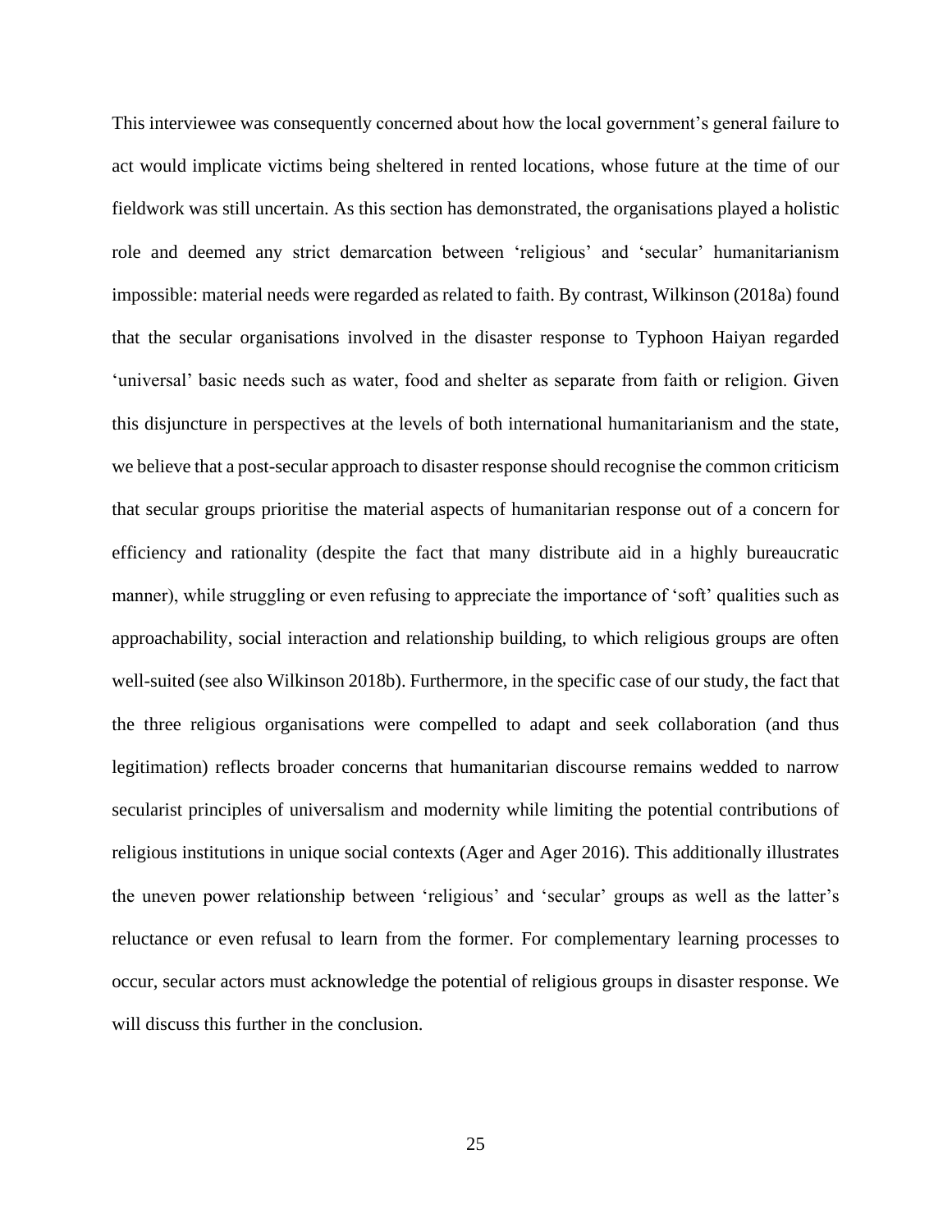This interviewee was consequently concerned about how the local government's general failure to act would implicate victims being sheltered in rented locations, whose future at the time of our fieldwork was still uncertain. As this section has demonstrated, the organisations played a holistic role and deemed any strict demarcation between 'religious' and 'secular' humanitarianism impossible: material needs were regarded as related to faith. By contrast, Wilkinson (2018a) found that the secular organisations involved in the disaster response to Typhoon Haiyan regarded 'universal' basic needs such as water, food and shelter as separate from faith or religion. Given this disjuncture in perspectives at the levels of both international humanitarianism and the state, we believe that a post-secular approach to disaster response should recognise the common criticism that secular groups prioritise the material aspects of humanitarian response out of a concern for efficiency and rationality (despite the fact that many distribute aid in a highly bureaucratic manner), while struggling or even refusing to appreciate the importance of 'soft' qualities such as approachability, social interaction and relationship building, to which religious groups are often well-suited (see also Wilkinson 2018b). Furthermore, in the specific case of our study, the fact that the three religious organisations were compelled to adapt and seek collaboration (and thus legitimation) reflects broader concerns that humanitarian discourse remains wedded to narrow secularist principles of universalism and modernity while limiting the potential contributions of religious institutions in unique social contexts (Ager and Ager 2016). This additionally illustrates the uneven power relationship between 'religious' and 'secular' groups as well as the latter's reluctance or even refusal to learn from the former. For complementary learning processes to occur, secular actors must acknowledge the potential of religious groups in disaster response. We will discuss this further in the conclusion.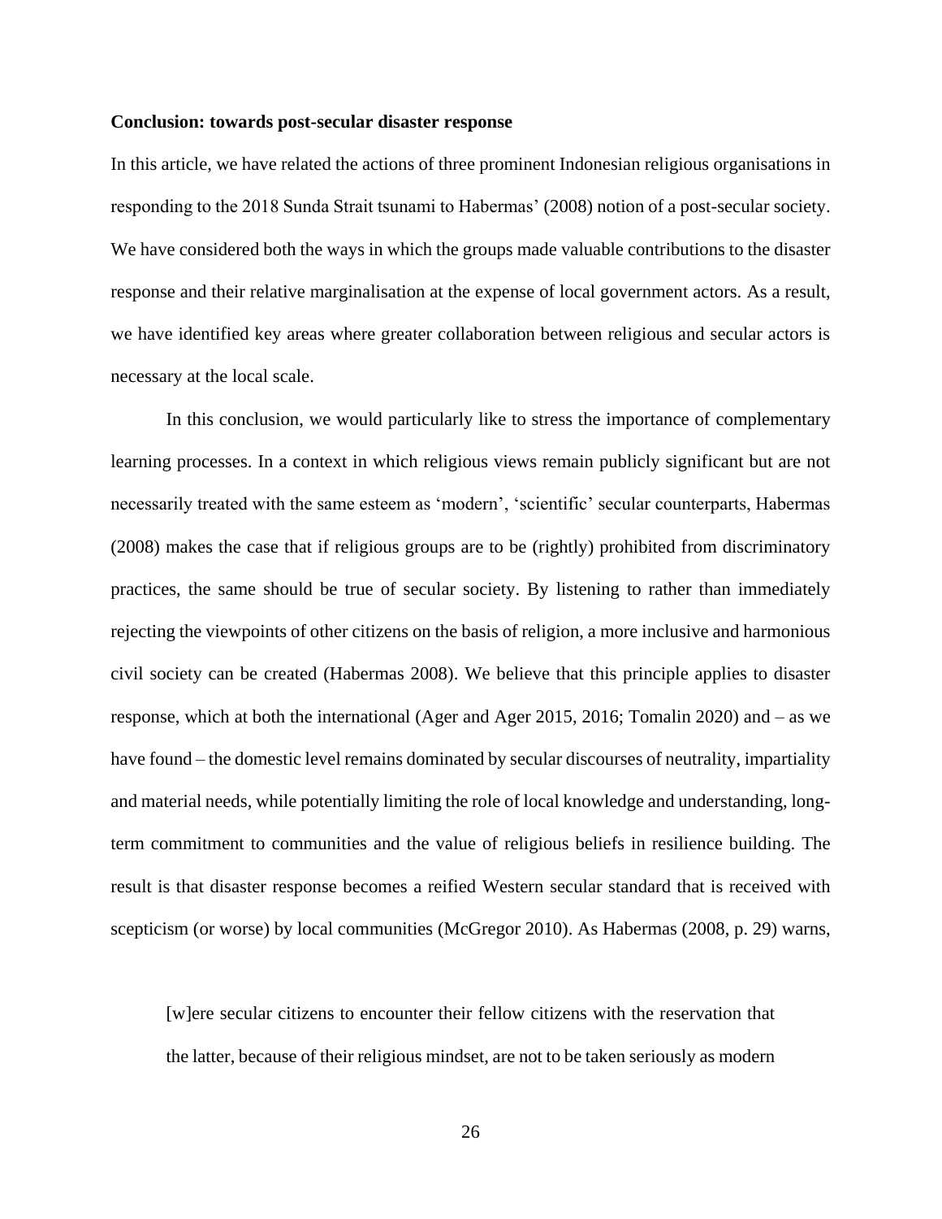**Conclusion: towards post-secular disaster response**

In this article, we have related the actions of three prominent Indonesian religious organisations in responding to the 2018 Sunda Strait tsunami to Habermas' (2008) notion of a post-secular society. We have considered both the ways in which the groups made valuable contributions to the disaster response and their relative marginalisation at the expense of local government actors. As a result, we have identified key areas where greater collaboration between religious and secular actors is necessary at the local scale.

In this conclusion, we would particularly like to stress the importance of complementary learning processes. In a context in which religious views remain publicly significant but are not necessarily treated with the same esteem as 'modern', 'scientific' secular counterparts, Habermas (2008) makes the case that if religious groups are to be (rightly) prohibited from discriminatory practices, the same should be true of secular society. By listening to rather than immediately rejecting the viewpoints of other citizens on the basis of religion, a more inclusive and harmonious civil society can be created (Habermas 2008). We believe that this principle applies to disaster response, which at both the international (Ager and Ager 2015, 2016; Tomalin 2020) and – as we have found – the domestic level remains dominated by secular discourses of neutrality, impartiality and material needs, while potentially limiting the role of local knowledge and understanding, long-term commitment to communities and the value of religious beliefs in resilience building. The result is that disaster response becomes a reified Western secular standard that is received with scepticism (or worse) by local communities (McGregor 2010). As Habermas (2008, p. 29) warns,

> [w]ere secular citizens to encounter their fellow citizens with the reservation that the latter, because of their religious mindset, are not to be taken seriously as modern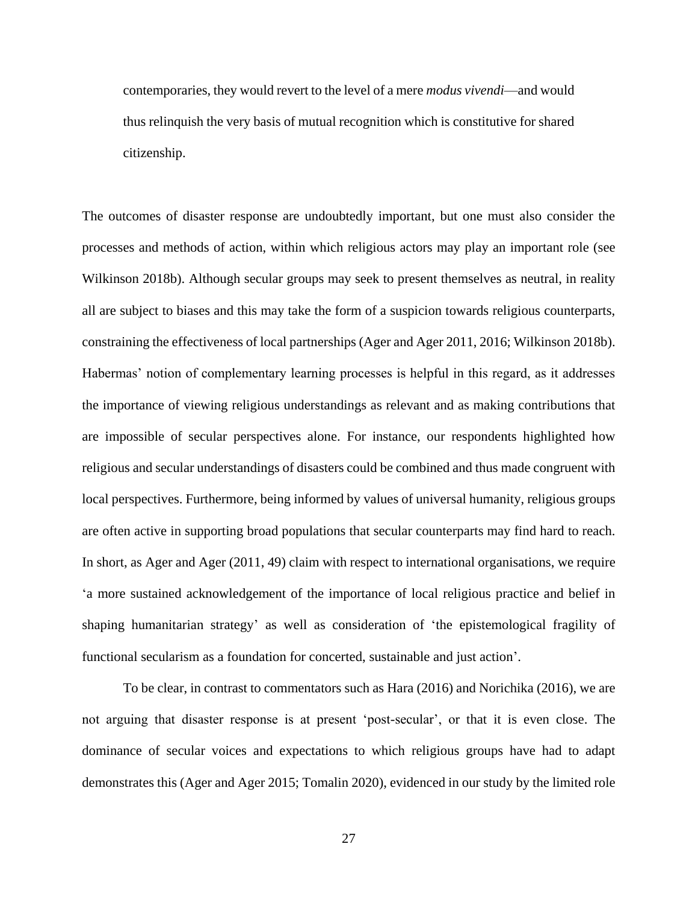> contemporaries, they would revert to the level of a mere *modus vivendi*—and would thus relinquish the very basis of mutual recognition which is constitutive for shared citizenship.

The outcomes of disaster response are undoubtedly important, but one must also consider the processes and methods of action, within which religious actors may play an important role (see Wilkinson 2018b). Although secular groups may seek to present themselves as neutral, in reality all are subject to biases and this may take the form of a suspicion towards religious counterparts, constraining the effectiveness of local partnerships (Ager and Ager 2011, 2016; Wilkinson 2018b). Habermas' notion of complementary learning processes is helpful in this regard, as it addresses the importance of viewing religious understandings as relevant and as making contributions that are impossible of secular perspectives alone. For instance, our respondents highlighted how religious and secular understandings of disasters could be combined and thus made congruent with local perspectives. Furthermore, being informed by values of universal humanity, religious groups are often active in supporting broad populations that secular counterparts may find hard to reach. In short, as Ager and Ager (2011, 49) claim with respect to international organisations, we require 'a more sustained acknowledgement of the importance of local religious practice and belief in shaping humanitarian strategy' as well as consideration of 'the epistemological fragility of functional secularism as a foundation for concerted, sustainable and just action'.

To be clear, in contrast to commentators such as Hara (2016) and Norichika (2016), we are not arguing that disaster response is at present 'post-secular', or that it is even close. The dominance of secular voices and expectations to which religious groups have had to adapt demonstrates this (Ager and Ager 2015; Tomalin 2020), evidenced in our study by the limited role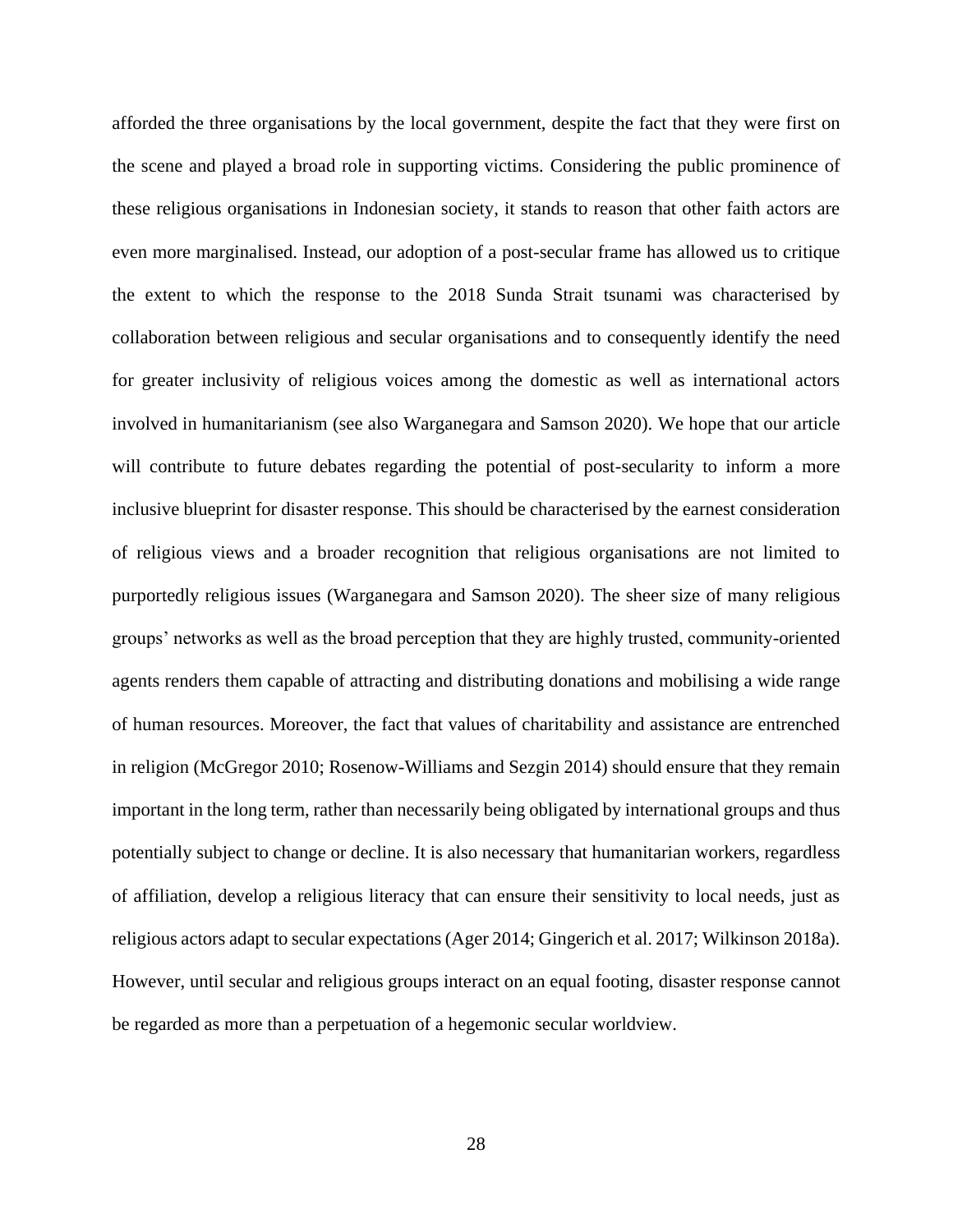afforded the three organisations by the local government, despite the fact that they were first on the scene and played a broad role in supporting victims. Considering the public prominence of these religious organisations in Indonesian society, it stands to reason that other faith actors are even more marginalised. Instead, our adoption of a post-secular frame has allowed us to critique the extent to which the response to the 2018 Sunda Strait tsunami was characterised by collaboration between religious and secular organisations and to consequently identify the need for greater inclusivity of religious voices among the domestic as well as international actors involved in humanitarianism (see also Warganegara and Samson 2020). We hope that our article will contribute to future debates regarding the potential of post-secularity to inform a more inclusive blueprint for disaster response. This should be characterised by the earnest consideration of religious views and a broader recognition that religious organisations are not limited to purportedly religious issues (Warganegara and Samson 2020). The sheer size of many religious groups' networks as well as the broad perception that they are highly trusted, community-oriented agents renders them capable of attracting and distributing donations and mobilising a wide range of human resources. Moreover, the fact that values of charitability and assistance are entrenched in religion (McGregor 2010; Rosenow-Williams and Sezgin 2014) should ensure that they remain important in the long term, rather than necessarily being obligated by international groups and thus potentially subject to change or decline. It is also necessary that humanitarian workers, regardless of affiliation, develop a religious literacy that can ensure their sensitivity to local needs, just as religious actors adapt to secular expectations (Ager 2014; Gingerich et al. 2017; Wilkinson 2018a). However, until secular and religious groups interact on an equal footing, disaster response cannot be regarded as more than a perpetuation of a hegemonic secular worldview.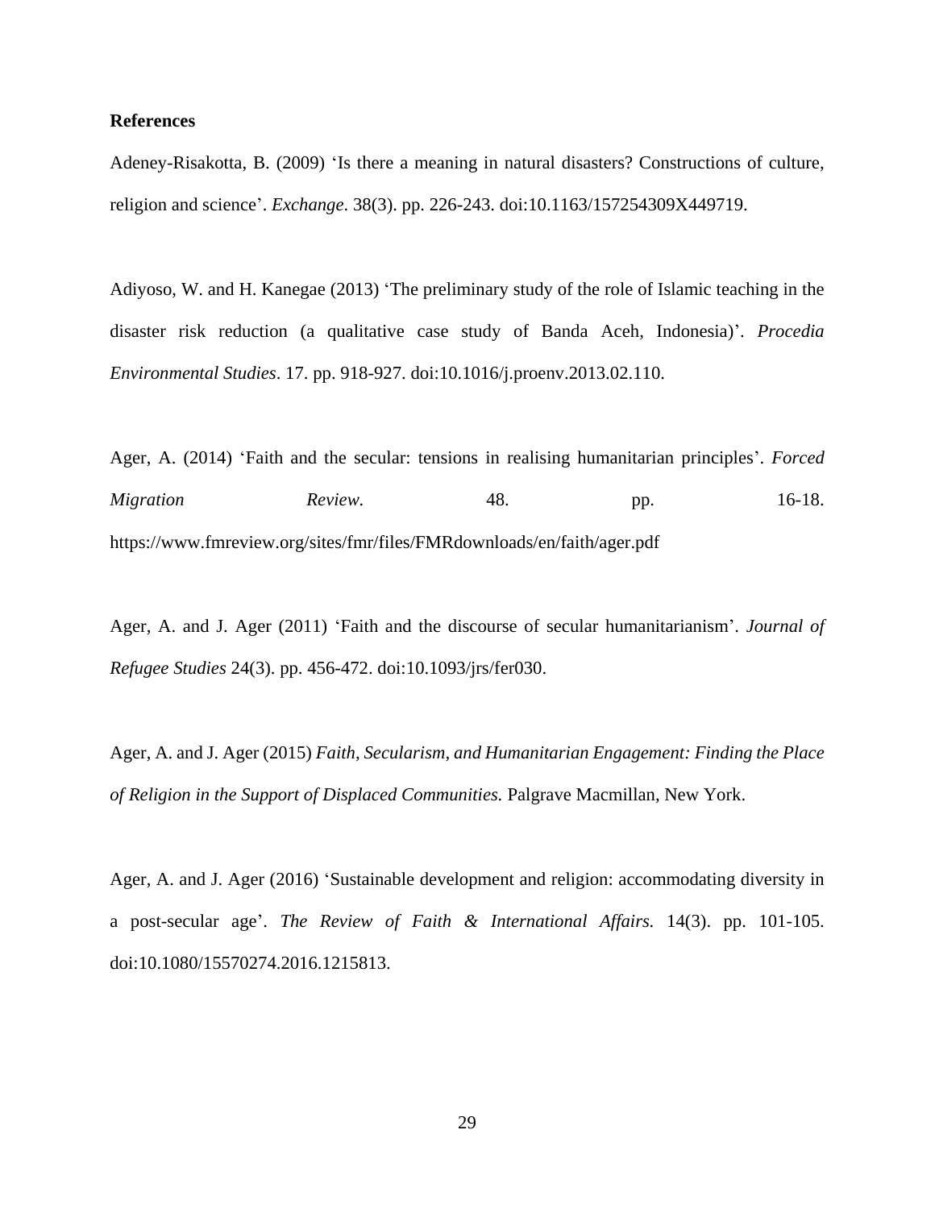# References

Adeney-Risakotta, B. (2009) ‘Is there a meaning in natural disasters? Constructions of culture, religion and science’. *Exchange*. 38(3). pp. 226-243. doi:10.1163/157254309X449719.

Adiyoso, W. and H. Kanegae (2013) ‘The preliminary study of the role of Islamic teaching in the disaster risk reduction (a qualitative case study of Banda Aceh, Indonesia)’. *Procedia Environmental Studies*. 17. pp. 918-927. doi:10.1016/j.proenv.2013.02.110.

Ager, A. (2014) ‘Faith and the secular: tensions in realising humanitarian principles’. *Forced Migration Review.* 48. pp. 16-18. https://www.fmreview.org/sites/fmr/files/FMRdownloads/en/faith/ager.pdf

Ager, A. and J. Ager (2011) ‘Faith and the discourse of secular humanitarianism’. *Journal of Refugee Studies* 24(3). pp. 456-472. doi:10.1093/jrs/fer030.

Ager, A. and J. Ager (2015) *Faith, Secularism, and Humanitarian Engagement: Finding the Place of Religion in the Support of Displaced Communities.* Palgrave Macmillan, New York.

Ager, A. and J. Ager (2016) ‘Sustainable development and religion: accommodating diversity in a post-secular age’. *The Review of Faith & International Affairs.* 14(3). pp. 101-105. doi:10.1080/15570274.2016.1215813.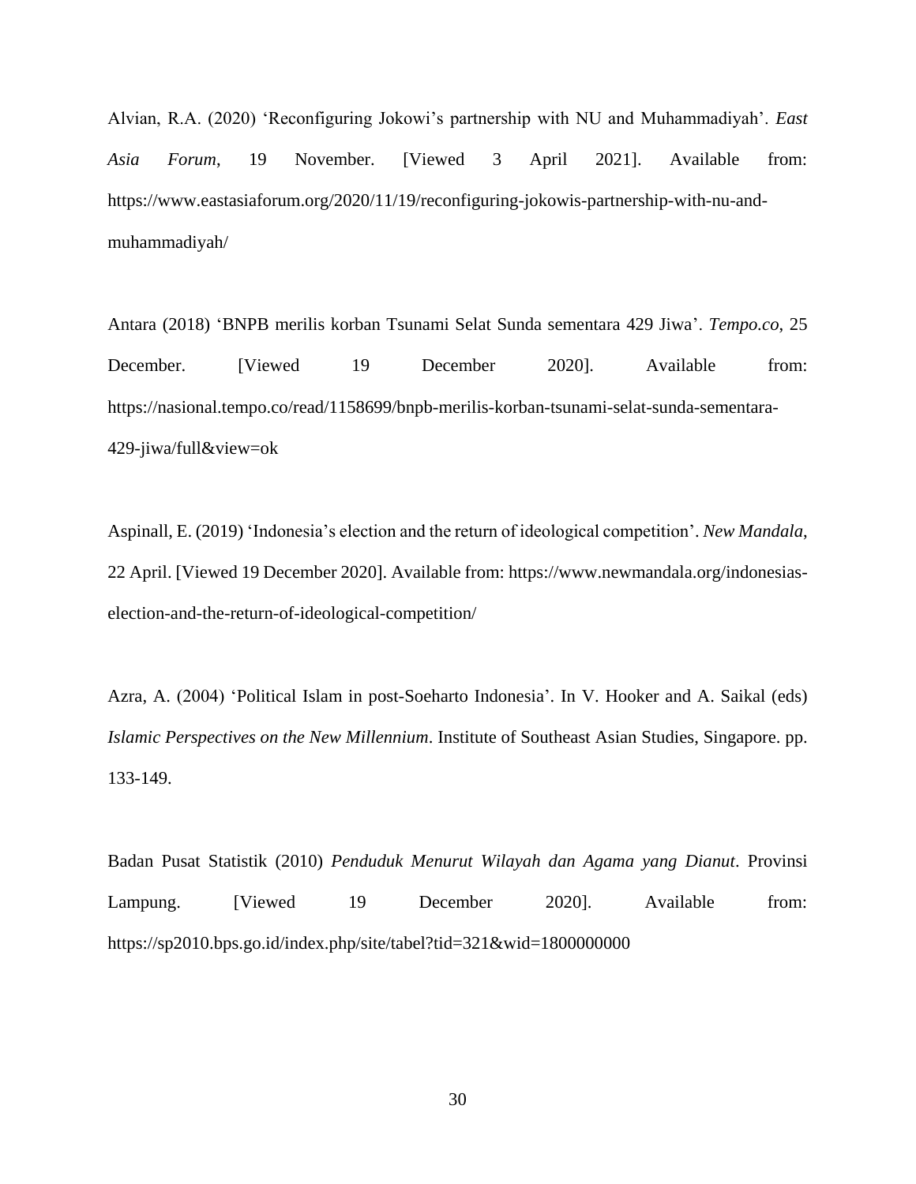Alvian, R.A. (2020) ‘Reconfiguring Jokowi’s partnership with NU and Muhammadiyah’. *East Asia Forum*, 19 November. [Viewed 3 April 2021]. Available from: https://www.eastasiaforum.org/2020/11/19/reconfiguring-jokowis-partnership-with-nu-and-muhammadiyah/

Antara (2018) ‘BNPB merilis korban Tsunami Selat Sunda sementara 429 Jiwa’. *Tempo.co*, 25 December. [Viewed 19 December 2020]. Available from: https://nasional.tempo.co/read/1158699/bnpb-merilis-korban-tsunami-selat-sunda-sementara-429-jiwa/full&view=ok

Aspinall, E. (2019) ‘Indonesia’s election and the return of ideological competition’. *New Mandala*, 22 April. [Viewed 19 December 2020]. Available from: https://www.newmandala.org/indonesias-election-and-the-return-of-ideological-competition/

Azra, A. (2004) ‘Political Islam in post-Soeharto Indonesia’. In V. Hooker and A. Saikal (eds) *Islamic Perspectives on the New Millennium*. Institute of Southeast Asian Studies, Singapore. pp. 133-149.

Badan Pusat Statistik (2010) *Penduduk Menurut Wilayah dan Agama yang Dianut*. Provinsi Lampung. [Viewed 19 December 2020]. Available from: https://sp2010.bps.go.id/index.php/site/tabel?tid=321&wid=1800000000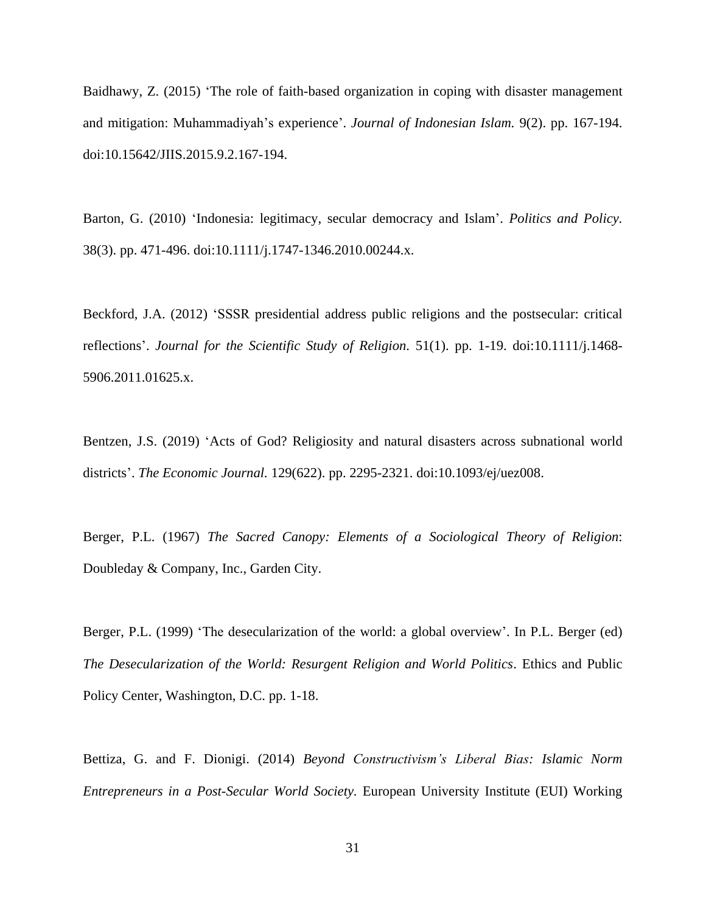Baidhawy, Z. (2015) ‘The role of faith-based organization in coping with disaster management and mitigation: Muhammadiyah’s experience’. *Journal of Indonesian Islam.* 9(2). pp. 167-194. doi:10.15642/JIIS.2015.9.2.167-194.

Barton, G. (2010) ‘Indonesia: legitimacy, secular democracy and Islam’. *Politics and Policy.* 38(3). pp. 471-496. doi:10.1111/j.1747-1346.2010.00244.x.

Beckford, J.A. (2012) ‘SSSR presidential address public religions and the postsecular: critical reflections’. *Journal for the Scientific Study of Religion.* 51(1). pp. 1-19. doi:10.1111/j.1468-5906.2011.01625.x.

Bentzen, J.S. (2019) ‘Acts of God? Religiosity and natural disasters across subnational world districts’. *The Economic Journal.* 129(622). pp. 2295-2321. doi:10.1093/ej/uez008.

Berger, P.L. (1967) *The Sacred Canopy: Elements of a Sociological Theory of Religion*: Doubleday & Company, Inc., Garden City.

Berger, P.L. (1999) ‘The desecularization of the world: a global overview’. In P.L. Berger (ed) *The Desecularization of the World: Resurgent Religion and World Politics*. Ethics and Public Policy Center, Washington, D.C. pp. 1-18.

Bettiza, G. and F. Dionigi. (2014) *Beyond Constructivism’s Liberal Bias: Islamic Norm Entrepreneurs in a Post-Secular World Society*. European University Institute (EUI) Working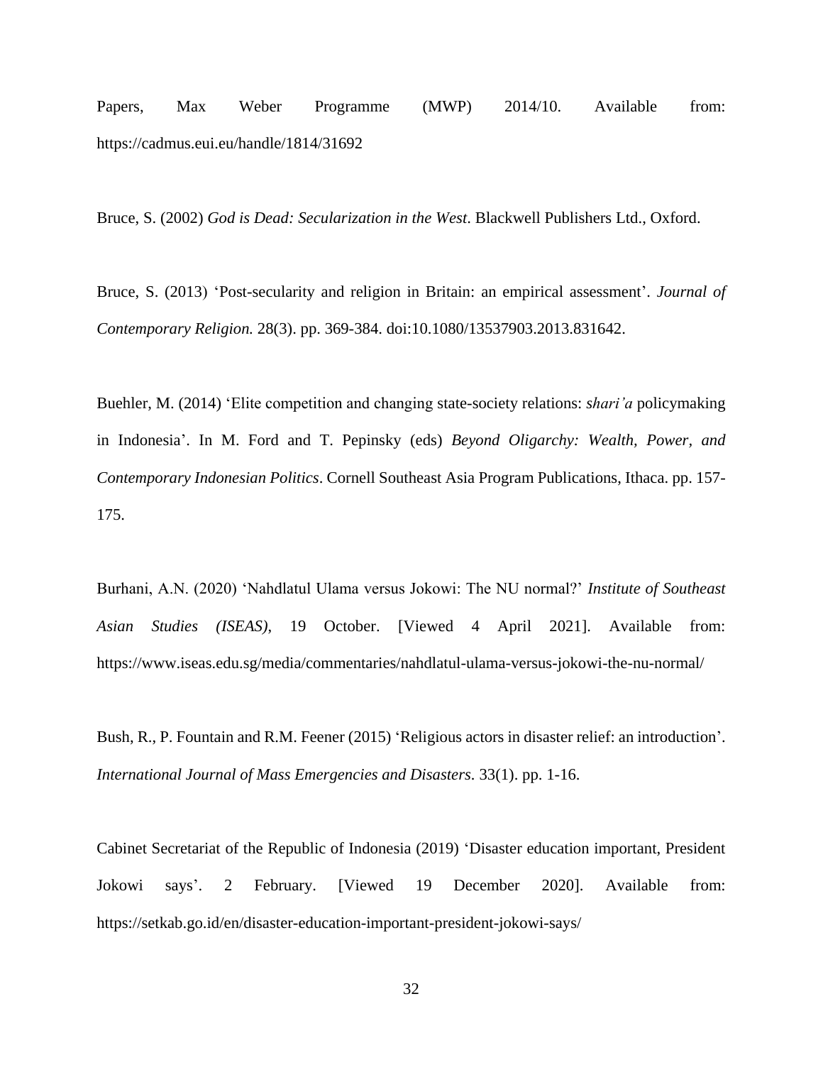Papers, Max Weber Programme (MWP) 2014/10. Available from: https://cadmus.eui.eu/handle/1814/31692

Bruce, S. (2002) *God is Dead: Secularization in the West*. Blackwell Publishers Ltd., Oxford.

Bruce, S. (2013) 'Post-secularity and religion in Britain: an empirical assessment'. *Journal of Contemporary Religion.* 28(3). pp. 369-384. doi:10.1080/13537903.2013.831642.

Buehler, M. (2014) 'Elite competition and changing state-society relations: *shari'a* policymaking in Indonesia'. In M. Ford and T. Pepinsky (eds) *Beyond Oligarchy: Wealth, Power, and Contemporary Indonesian Politics*. Cornell Southeast Asia Program Publications, Ithaca. pp. 157-175.

Burhani, A.N. (2020) 'Nahdlatul Ulama versus Jokowi: The NU normal?' *Institute of Southeast Asian Studies (ISEAS)*, 19 October. [Viewed 4 April 2021]. Available from: https://www.iseas.edu.sg/media/commentaries/nahdlatul-ulama-versus-jokowi-the-nu-normal/

Bush, R., P. Fountain and R.M. Feener (2015) 'Religious actors in disaster relief: an introduction'. *International Journal of Mass Emergencies and Disasters*. 33(1). pp. 1-16.

Cabinet Secretariat of the Republic of Indonesia (2019) 'Disaster education important, President Jokowi says'. 2 February. [Viewed 19 December 2020]. Available from: https://setkab.go.id/en/disaster-education-important-president-jokowi-says/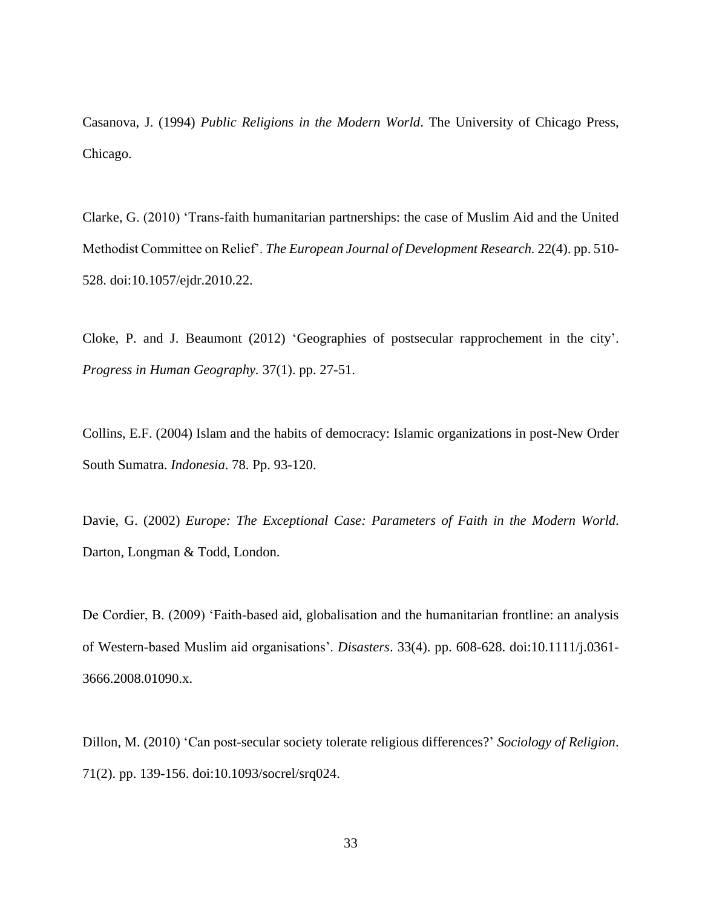Casanova, J. (1994) *Public Religions in the Modern World*. The University of Chicago Press, Chicago.

Clarke, G. (2010) 'Trans-faith humanitarian partnerships: the case of Muslim Aid and the United Methodist Committee on Relief'. *The European Journal of Development Research*. 22(4). pp. 510-528. doi:10.1057/ejdr.2010.22.

Cloke, P. and J. Beaumont (2012) 'Geographies of postsecular rapprochement in the city'. *Progress in Human Geography*. 37(1). pp. 27-51.

Collins, E.F. (2004) Islam and the habits of democracy: Islamic organizations in post-New Order South Sumatra. *Indonesia*. 78. Pp. 93-120.

Davie, G. (2002) *Europe: The Exceptional Case: Parameters of Faith in the Modern World*. Darton, Longman & Todd, London.

De Cordier, B. (2009) 'Faith-based aid, globalisation and the humanitarian frontline: an analysis of Western-based Muslim aid organisations'. *Disasters*. 33(4). pp. 608-628. doi:10.1111/j.0361-3666.2008.01090.x.

Dillon, M. (2010) 'Can post-secular society tolerate religious differences?' *Sociology of Religion*. 71(2). pp. 139-156. doi:10.1093/socrel/srq024.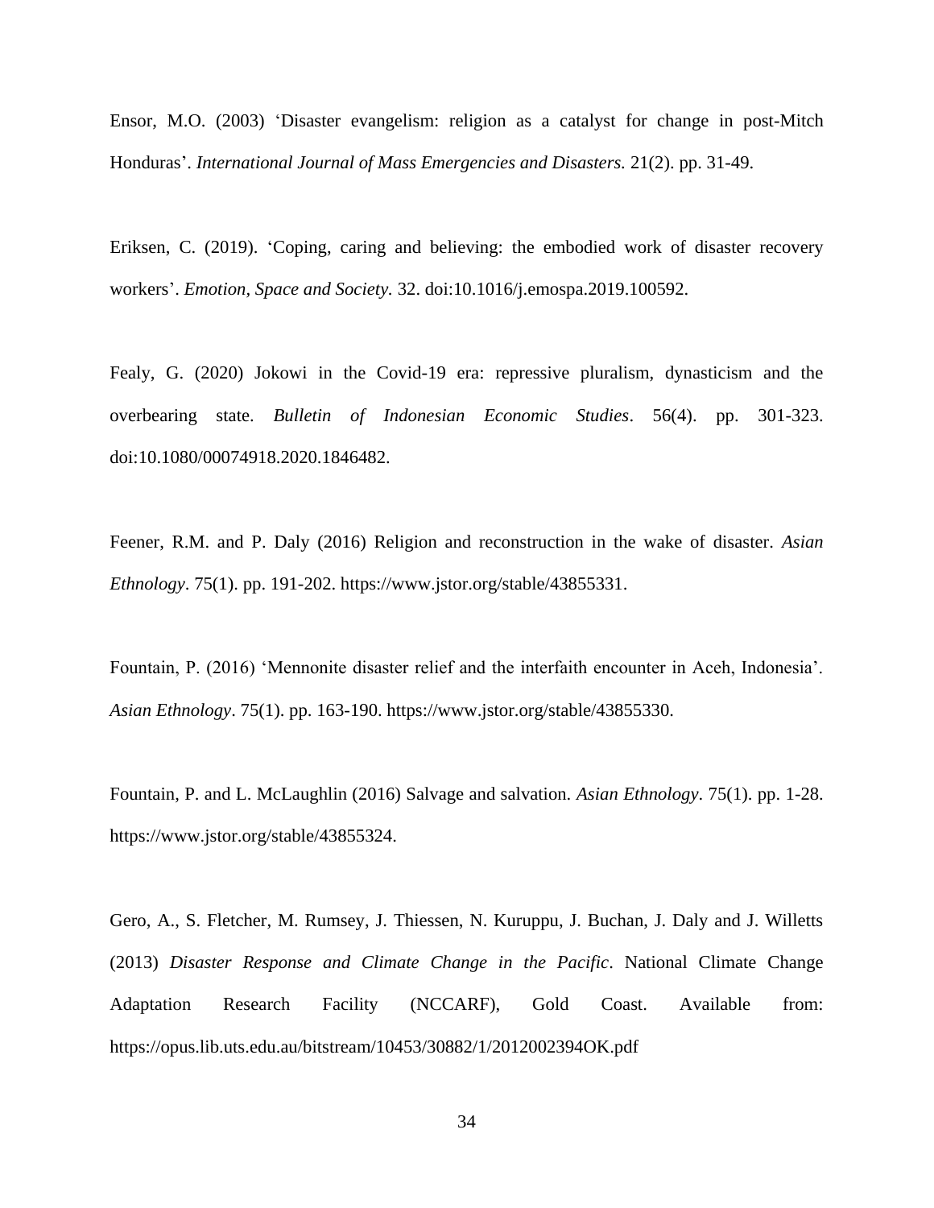Ensor, M.O. (2003) ‘Disaster evangelism: religion as a catalyst for change in post-Mitch Honduras’. *International Journal of Mass Emergencies and Disasters.* 21(2). pp. 31-49.

Eriksen, C. (2019). ‘Coping, caring and believing: the embodied work of disaster recovery workers’. *Emotion, Space and Society.* 32. doi:10.1016/j.emospa.2019.100592.

Fealy, G. (2020) Jokowi in the Covid-19 era: repressive pluralism, dynasticism and the overbearing state. *Bulletin of Indonesian Economic Studies*. 56(4). pp. 301-323. doi:10.1080/00074918.2020.1846482.

Feener, R.M. and P. Daly (2016) Religion and reconstruction in the wake of disaster. *Asian Ethnology*. 75(1). pp. 191-202. https://www.jstor.org/stable/43855331.

Fountain, P. (2016) ‘Mennonite disaster relief and the interfaith encounter in Aceh, Indonesia’. *Asian Ethnology*. 75(1). pp. 163-190. https://www.jstor.org/stable/43855330.

Fountain, P. and L. McLaughlin (2016) Salvage and salvation. *Asian Ethnology*. 75(1). pp. 1-28. https://www.jstor.org/stable/43855324.

Gero, A., S. Fletcher, M. Rumsey, J. Thiessen, N. Kuruppu, J. Buchan, J. Daly and J. Willetts (2013) *Disaster Response and Climate Change in the Pacific*. National Climate Change Adaptation Research Facility (NCCARF), Gold Coast. Available from: https://opus.lib.uts.edu.au/bitstream/10453/30882/1/2012002394OK.pdf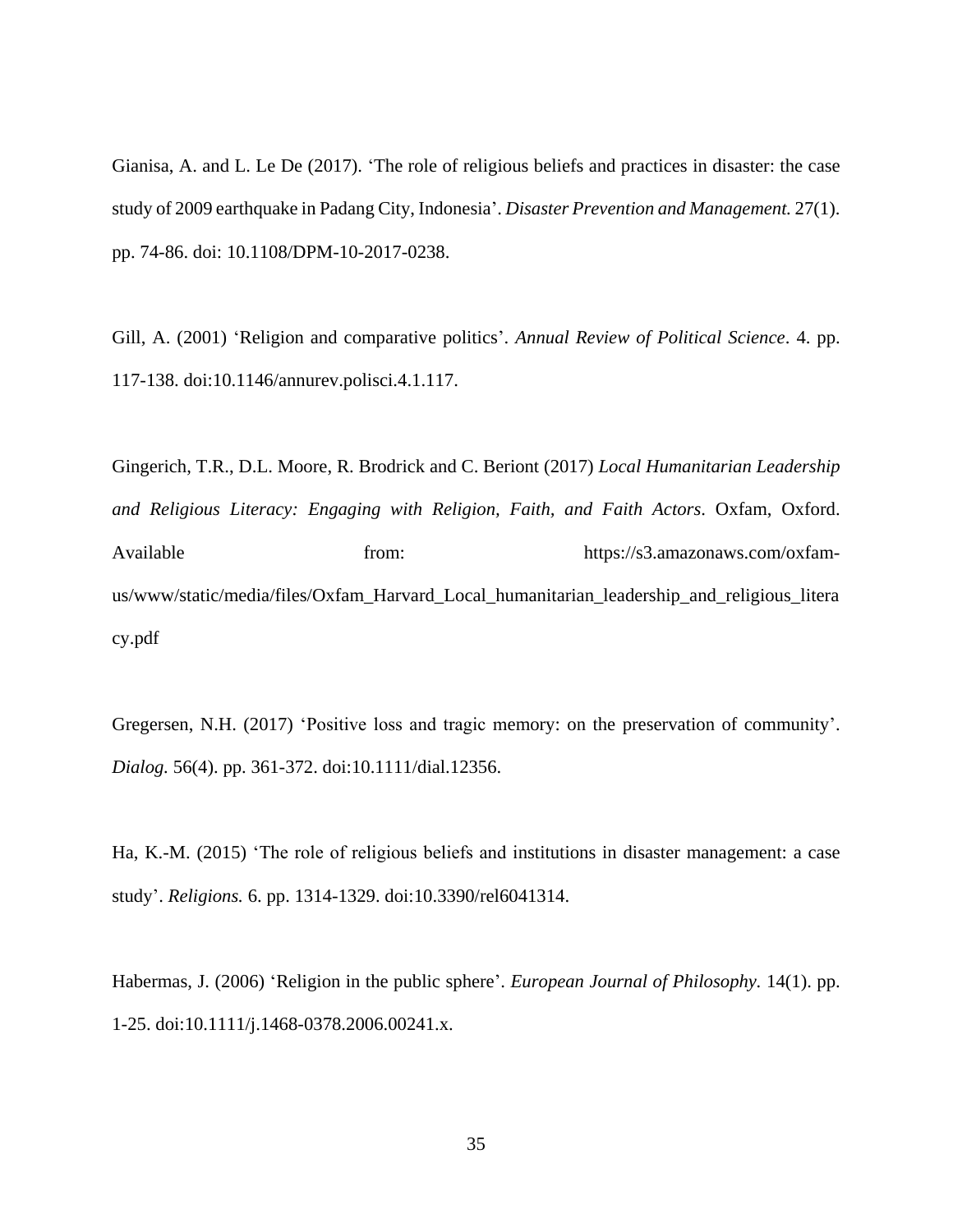Gianisa, A. and L. Le De (2017). 'The role of religious beliefs and practices in disaster: the case study of 2009 earthquake in Padang City, Indonesia'. *Disaster Prevention and Management.* 27(1). pp. 74-86. doi: 10.1108/DPM-10-2017-0238.

Gill, A. (2001) 'Religion and comparative politics'. *Annual Review of Political Science*. 4. pp. 117-138. doi:10.1146/annurev.polisci.4.1.117.

Gingerich, T.R., D.L. Moore, R. Brodrick and C. Beriont (2017) *Local Humanitarian Leadership and Religious Literacy: Engaging with Religion, Faith, and Faith Actors*. Oxfam, Oxford. Available from: https://s3.amazonaws.com/oxfam-us/www/static/media/files/Oxfam_Harvard_Local_humanitarian_leadership_and_religious_literacy.pdf

Gregersen, N.H. (2017) 'Positive loss and tragic memory: on the preservation of community'. *Dialog.* 56(4). pp. 361-372. doi:10.1111/dial.12356.

Ha, K.-M. (2015) 'The role of religious beliefs and institutions in disaster management: a case study'. *Religions.* 6. pp. 1314-1329. doi:10.3390/rel6041314.

Habermas, J. (2006) 'Religion in the public sphere'. *European Journal of Philosophy.* 14(1). pp. 1-25. doi:10.1111/j.1468-0378.2006.00241.x.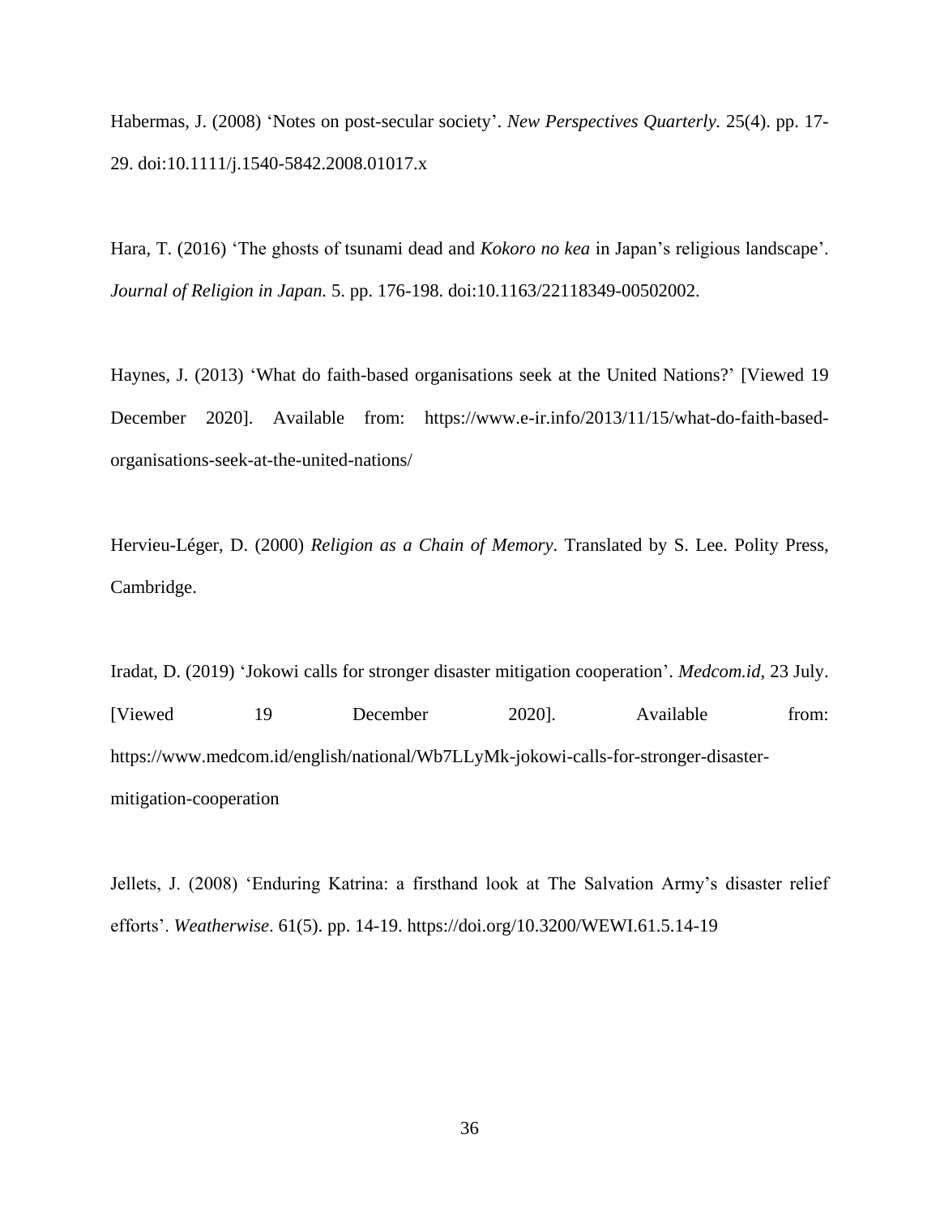Habermas, J. (2008) 'Notes on post-secular society'. *New Perspectives Quarterly.* 25(4). pp. 17-29. doi:10.1111/j.1540-5842.2008.01017.x

Hara, T. (2016) 'The ghosts of tsunami dead and *Kokoro no kea* in Japan's religious landscape'. *Journal of Religion in Japan.* 5. pp. 176-198. doi:10.1163/22118349-00502002.

Haynes, J. (2013) 'What do faith-based organisations seek at the United Nations?' [Viewed 19 December 2020]. Available from: https://www.e-ir.info/2013/11/15/what-do-faith-based-organisations-seek-at-the-united-nations/

Hervieu-Léger, D. (2000) *Religion as a Chain of Memory*. Translated by S. Lee. Polity Press, Cambridge.

Iradat, D. (2019) 'Jokowi calls for stronger disaster mitigation cooperation'. *Medcom.id*, 23 July. [Viewed 19 December 2020]. Available from: https://www.medcom.id/english/national/Wb7LLyMk-jokowi-calls-for-stronger-disaster-mitigation-cooperation

Jellets, J. (2008) 'Enduring Katrina: a firsthand look at The Salvation Army's disaster relief efforts'. *Weatherwise*. 61(5). pp. 14-19. https://doi.org/10.3200/WEWI.61.5.14-19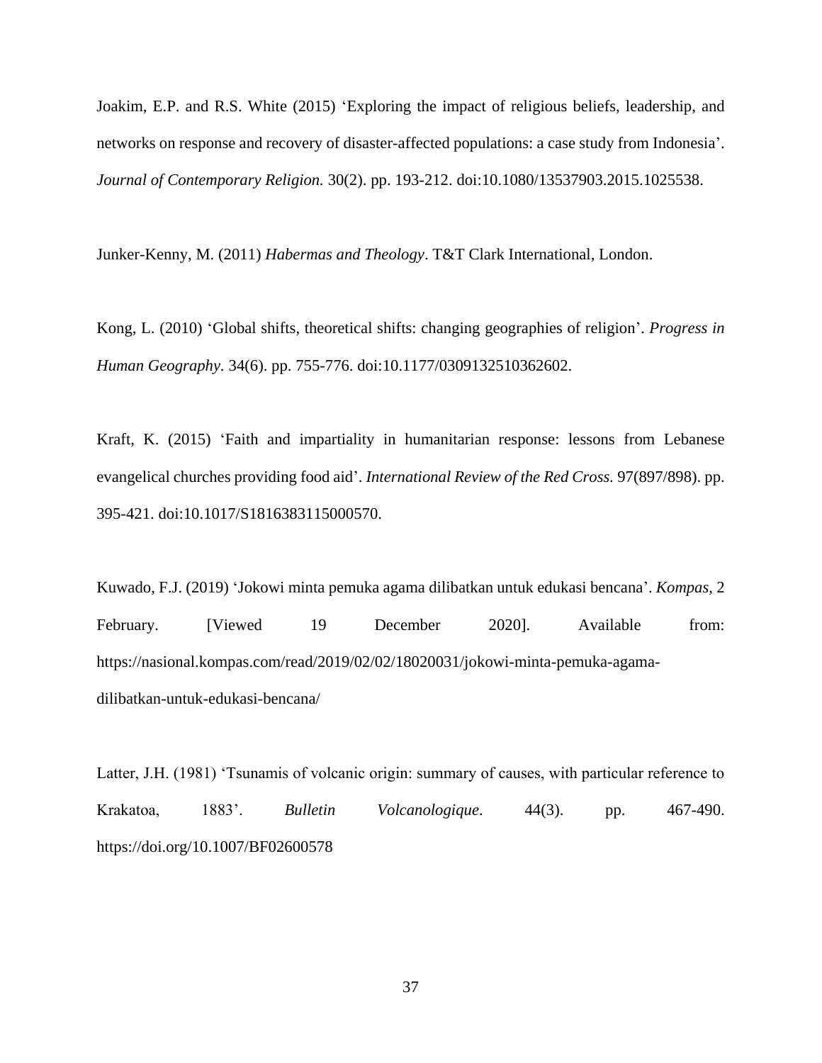Joakim, E.P. and R.S. White (2015) 'Exploring the impact of religious beliefs, leadership, and networks on response and recovery of disaster-affected populations: a case study from Indonesia'. *Journal of Contemporary Religion.* 30(2). pp. 193-212. doi:10.1080/13537903.2015.1025538.

Junker-Kenny, M. (2011) *Habermas and Theology*. T&T Clark International, London.

Kong, L. (2010) 'Global shifts, theoretical shifts: changing geographies of religion'. *Progress in Human Geography.* 34(6). pp. 755-776. doi:10.1177/0309132510362602.

Kraft, K. (2015) 'Faith and impartiality in humanitarian response: lessons from Lebanese evangelical churches providing food aid'. *International Review of the Red Cross.* 97(897/898). pp. 395-421. doi:10.1017/S1816383115000570.

Kuwado, F.J. (2019) 'Jokowi minta pemuka agama dilibatkan untuk edukasi bencana'. *Kompas*, 2 February. [Viewed 19 December 2020]. Available from: https://nasional.kompas.com/read/2019/02/02/18020031/jokowi-minta-pemuka-agama-dilibatkan-untuk-edukasi-bencana/

Latter, J.H. (1981) 'Tsunamis of volcanic origin: summary of causes, with particular reference to Krakatoa, 1883'. *Bulletin Volcanologique*. 44(3). pp. 467-490. https://doi.org/10.1007/BF02600578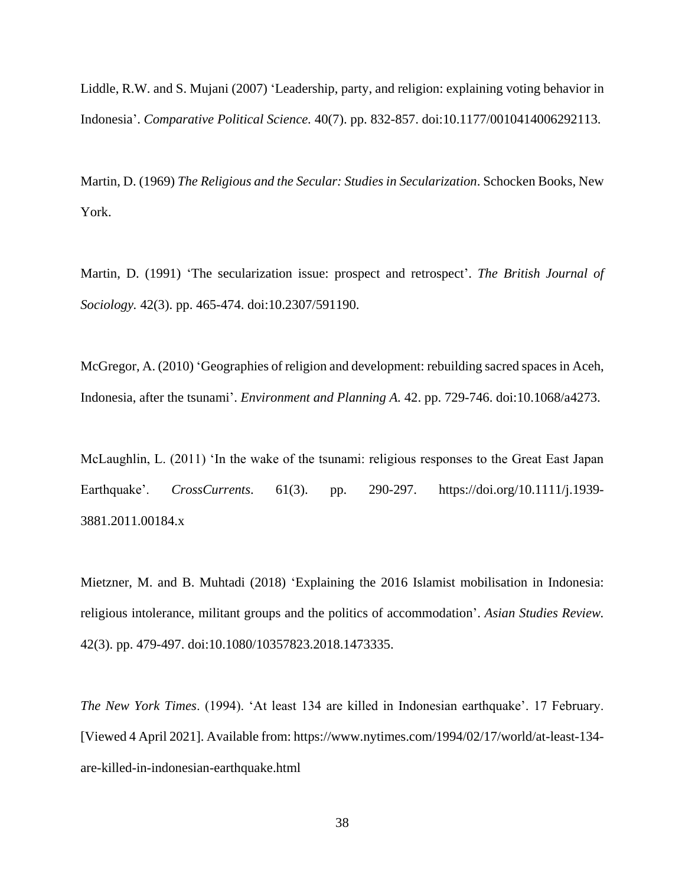Liddle, R.W. and S. Mujani (2007) 'Leadership, party, and religion: explaining voting behavior in Indonesia'. *Comparative Political Science.* 40(7). pp. 832-857. doi:10.1177/0010414006292113.

Martin, D. (1969) *The Religious and the Secular: Studies in Secularization*. Schocken Books, New York.

Martin, D. (1991) 'The secularization issue: prospect and retrospect'. *The British Journal of Sociology.* 42(3). pp. 465-474. doi:10.2307/591190.

McGregor, A. (2010) 'Geographies of religion and development: rebuilding sacred spaces in Aceh, Indonesia, after the tsunami'. *Environment and Planning A.* 42. pp. 729-746. doi:10.1068/a4273.

McLaughlin, L. (2011) 'In the wake of the tsunami: religious responses to the Great East Japan Earthquake'. *CrossCurrents.* 61(3). pp. 290-297. https://doi.org/10.1111/j.1939-3881.2011.00184.x

Mietzner, M. and B. Muhtadi (2018) 'Explaining the 2016 Islamist mobilisation in Indonesia: religious intolerance, militant groups and the politics of accommodation'. *Asian Studies Review.* 42(3). pp. 479-497. doi:10.1080/10357823.2018.1473335.

*The New York Times*. (1994). 'At least 134 are killed in Indonesian earthquake'. 17 February. [Viewed 4 April 2021]. Available from: https://www.nytimes.com/1994/02/17/world/at-least-134-are-killed-in-indonesian-earthquake.html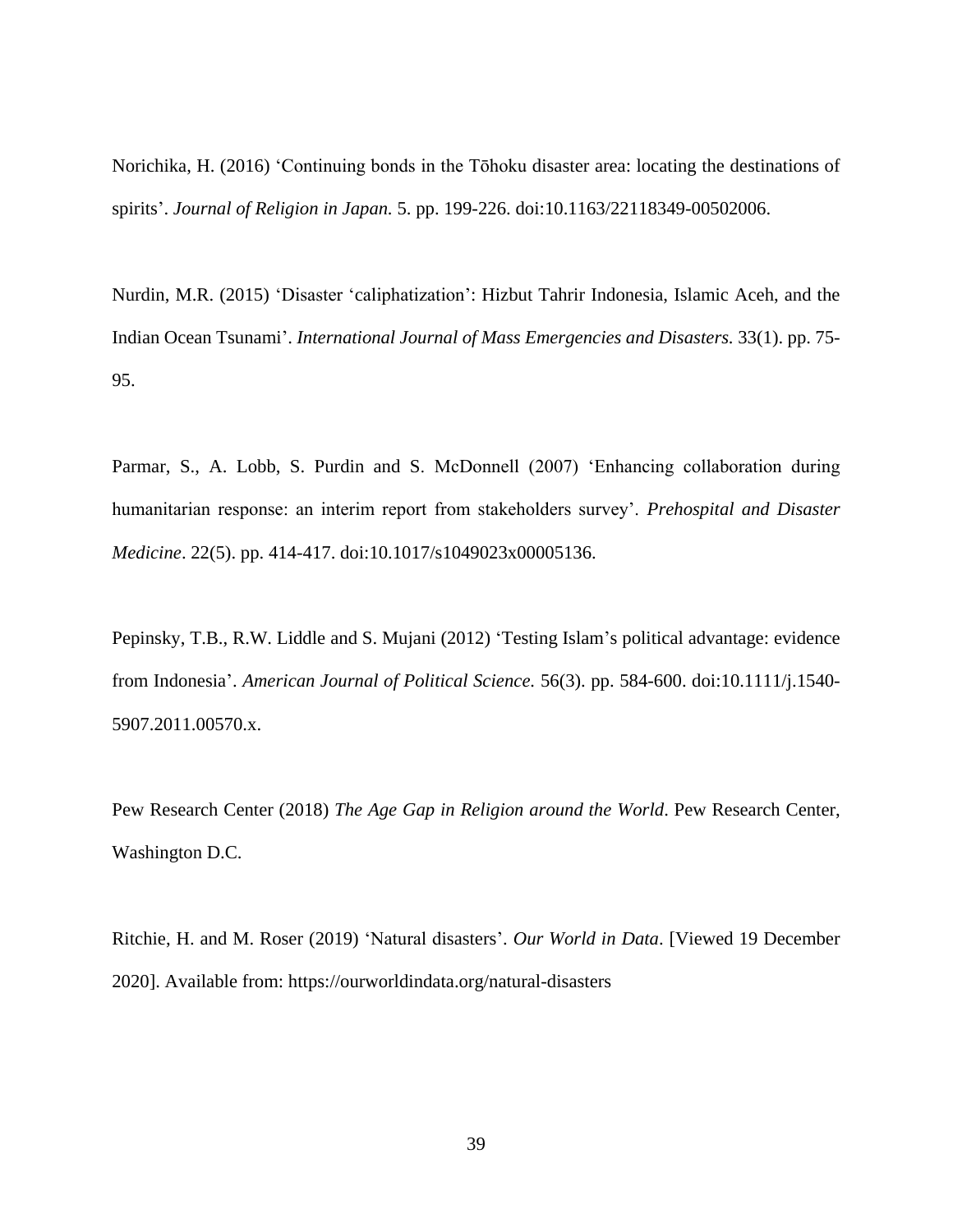Norichika, H. (2016) ‘Continuing bonds in the Tōhoku disaster area: locating the destinations of spirits’. *Journal of Religion in Japan.* 5. pp. 199-226. doi:10.1163/22118349-00502006.

Nurdin, M.R. (2015) ‘Disaster ‘caliphatization’: Hizbut Tahrir Indonesia, Islamic Aceh, and the Indian Ocean Tsunami’. *International Journal of Mass Emergencies and Disasters.* 33(1). pp. 75-95.

Parmar, S., A. Lobb, S. Purdin and S. McDonnell (2007) ‘Enhancing collaboration during humanitarian response: an interim report from stakeholders survey’. *Prehospital and Disaster Medicine*. 22(5). pp. 414-417. doi:10.1017/s1049023x00005136.

Pepinsky, T.B., R.W. Liddle and S. Mujani (2012) ‘Testing Islam’s political advantage: evidence from Indonesia’. *American Journal of Political Science.* 56(3). pp. 584-600. doi:10.1111/j.1540-5907.2011.00570.x.

Pew Research Center (2018) *The Age Gap in Religion around the World*. Pew Research Center, Washington D.C.

Ritchie, H. and M. Roser (2019) ‘Natural disasters’. *Our World in Data*. [Viewed 19 December 2020]. Available from: https://ourworldindata.org/natural-disasters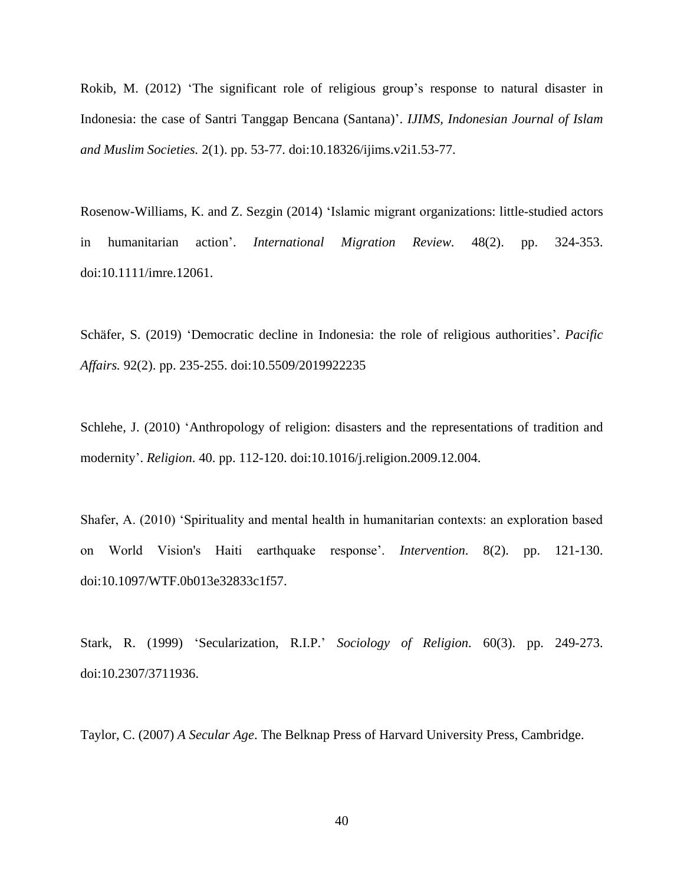Rokib, M. (2012) 'The significant role of religious group's response to natural disaster in Indonesia: the case of Santri Tanggap Bencana (Santana)'. *IJIMS, Indonesian Journal of Islam and Muslim Societies.* 2(1). pp. 53-77. doi:10.18326/ijims.v2i1.53-77.

Rosenow-Williams, K. and Z. Sezgin (2014) 'Islamic migrant organizations: little-studied actors in humanitarian action'. *International Migration Review.* 48(2). pp. 324-353. doi:10.1111/imre.12061.

Schäfer, S. (2019) 'Democratic decline in Indonesia: the role of religious authorities'. *Pacific Affairs.* 92(2). pp. 235-255. doi:10.5509/2019922235

Schlehe, J. (2010) 'Anthropology of religion: disasters and the representations of tradition and modernity'. *Religion.* 40. pp. 112-120. doi:10.1016/j.religion.2009.12.004.

Shafer, A. (2010) 'Spirituality and mental health in humanitarian contexts: an exploration based on World Vision's Haiti earthquake response'. *Intervention.* 8(2). pp. 121-130. doi:10.1097/WTF.0b013e32833c1f57.

Stark, R. (1999) 'Secularization, R.I.P.' *Sociology of Religion.* 60(3). pp. 249-273. doi:10.2307/3711936.

Taylor, C. (2007) *A Secular Age*. The Belknap Press of Harvard University Press, Cambridge.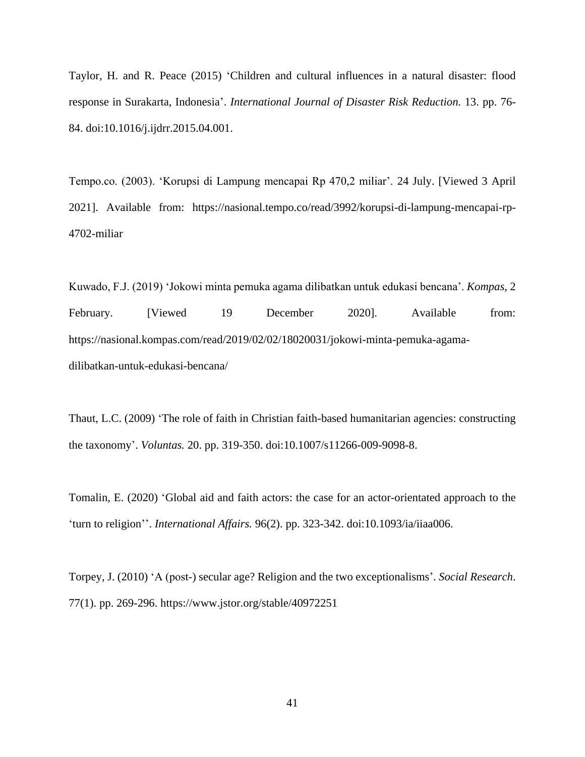Taylor, H. and R. Peace (2015) ‘Children and cultural influences in a natural disaster: flood response in Surakarta, Indonesia’. *International Journal of Disaster Risk Reduction.* 13. pp. 76-84. doi:10.1016/j.ijdrr.2015.04.001.

Tempo.co. (2003). ‘Korupsi di Lampung mencapai Rp 470,2 miliar’. 24 July. [Viewed 3 April 2021]. Available from: https://nasional.tempo.co/read/3992/korupsi-di-lampung-mencapai-rp-4702-miliar

Kuwado, F.J. (2019) ‘Jokowi minta pemuka agama dilibatkan untuk edukasi bencana’. *Kompas*, 2 February. [Viewed 19 December 2020]. Available from: https://nasional.kompas.com/read/2019/02/02/18020031/jokowi-minta-pemuka-agama-dilibatkan-untuk-edukasi-bencana/

Thaut, L.C. (2009) ‘The role of faith in Christian faith-based humanitarian agencies: constructing the taxonomy’. *Voluntas.* 20. pp. 319-350. doi:10.1007/s11266-009-9098-8.

Tomalin, E. (2020) ‘Global aid and faith actors: the case for an actor-orientated approach to the ‘turn to religion’’. *International Affairs.* 96(2). pp. 323-342. doi:10.1093/ia/iiaa006.

Torpey, J. (2010) ‘A (post-) secular age? Religion and the two exceptionalisms’. *Social Research*. 77(1). pp. 269-296. https://www.jstor.org/stable/40972251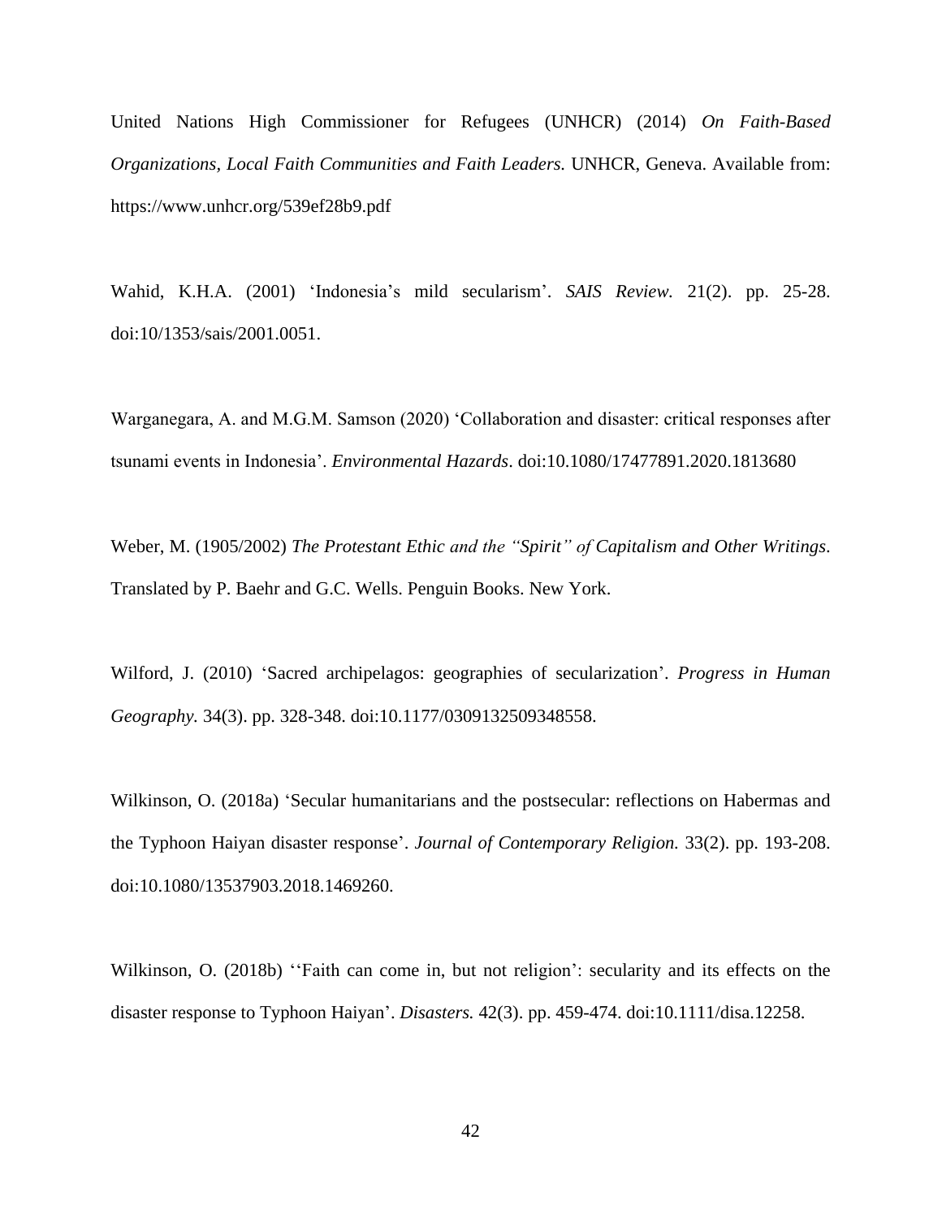United Nations High Commissioner for Refugees (UNHCR) (2014) *On Faith-Based Organizations, Local Faith Communities and Faith Leaders.* UNHCR, Geneva. Available from: https://www.unhcr.org/539ef28b9.pdf

Wahid, K.H.A. (2001) 'Indonesia's mild secularism'. *SAIS Review.* 21(2). pp. 25-28. doi:10/1353/sais/2001.0051.

Warganegara, A. and M.G.M. Samson (2020) 'Collaboration and disaster: critical responses after tsunami events in Indonesia'. *Environmental Hazards*. doi:10.1080/17477891.2020.1813680

Weber, M. (1905/2002) *The Protestant Ethic and the "Spirit" of Capitalism and Other Writings*. Translated by P. Baehr and G.C. Wells. Penguin Books. New York.

Wilford, J. (2010) 'Sacred archipelagos: geographies of secularization'. *Progress in Human Geography.* 34(3). pp. 328-348. doi:10.1177/0309132509348558.

Wilkinson, O. (2018a) 'Secular humanitarians and the postsecular: reflections on Habermas and the Typhoon Haiyan disaster response'. *Journal of Contemporary Religion.* 33(2). pp. 193-208. doi:10.1080/13537903.2018.1469260.

Wilkinson, O. (2018b) ''Faith can come in, but not religion': secularity and its effects on the disaster response to Typhoon Haiyan'. *Disasters.* 42(3). pp. 459-474. doi:10.1111/disa.12258.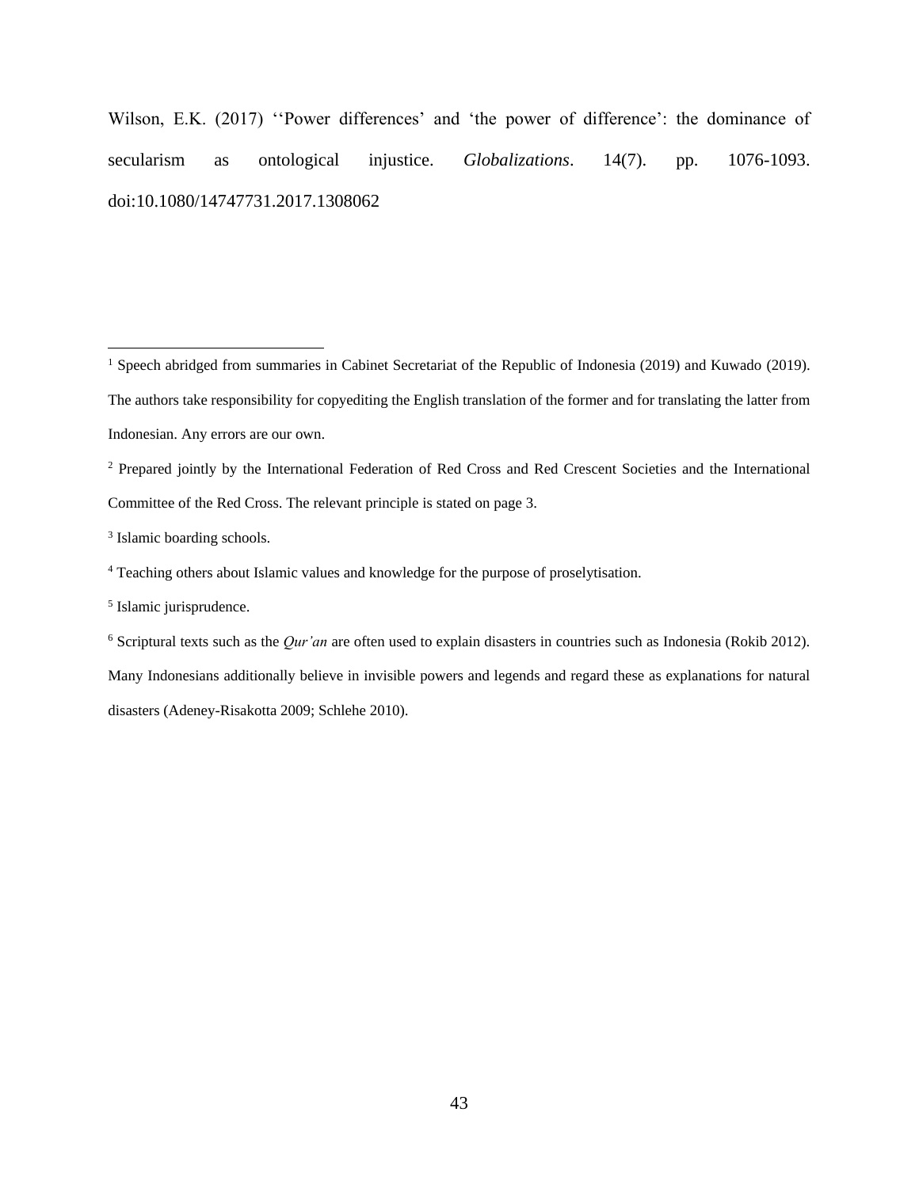Wilson, E.K. (2017) ‘‘Power differences’ and ‘the power of difference’: the dominance of secularism as ontological injustice. *Globalizations*. 14(7). pp. 1076-1093. doi:10.1080/14747731.2017.1308062

---

[1] Speech abridged from summaries in Cabinet Secretariat of the Republic of Indonesia (2019) and Kuwado (2019). The authors take responsibility for copyediting the English translation of the former and for translating the latter from Indonesian. Any errors are our own.

[2] Prepared jointly by the International Federation of Red Cross and Red Crescent Societies and the International Committee of the Red Cross. The relevant principle is stated on page 3.

[3] Islamic boarding schools.

[4] Teaching others about Islamic values and knowledge for the purpose of proselytisation.

[5] Islamic jurisprudence.

[6] Scriptural texts such as the *Qur'an* are often used to explain disasters in countries such as Indonesia (Rokib 2012). Many Indonesians additionally believe in invisible powers and legends and regard these as explanations for natural disasters (Adeney-Risakotta 2009; Schlehe 2010).